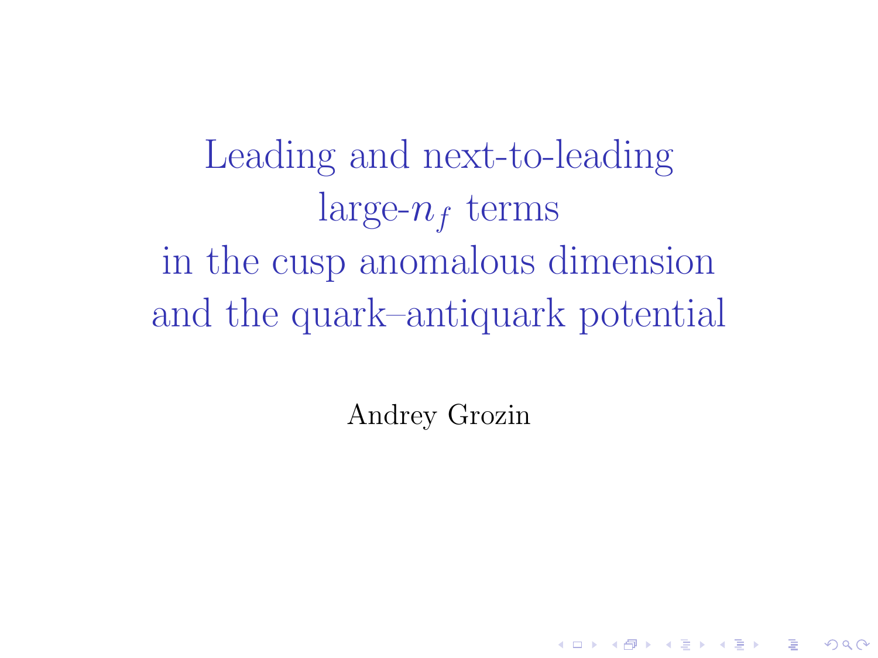# Leading and next-to-leading large-$n_f$ terms in the cusp anomalous dimension and the quark–antiquark potential

Andrey Grozin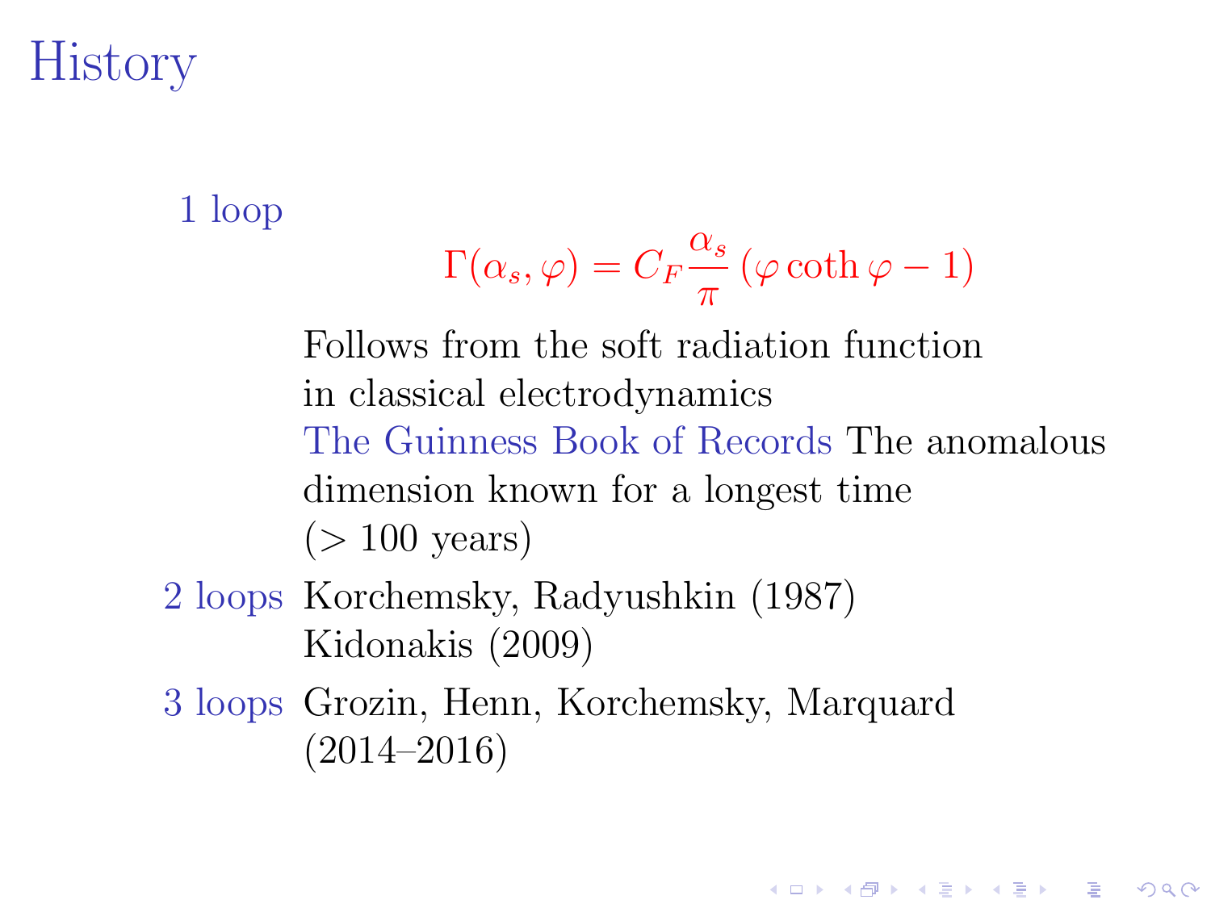# History

**1 loop**

$$\Gamma(\alpha_s, \varphi) = C_F \frac{\alpha_s}{\pi} (\varphi \coth \varphi - 1)$$

Follows from the soft radiation function in classical electrodynamics

The Guinness Book of Records The anomalous dimension known for a longest time ($> 100$ years)

**2 loops** Korchemsky, Radyushkin (1987)
Kidonakis (2009)

**3 loops** Grozin, Henn, Korchemsky, Marquard (2014–2016)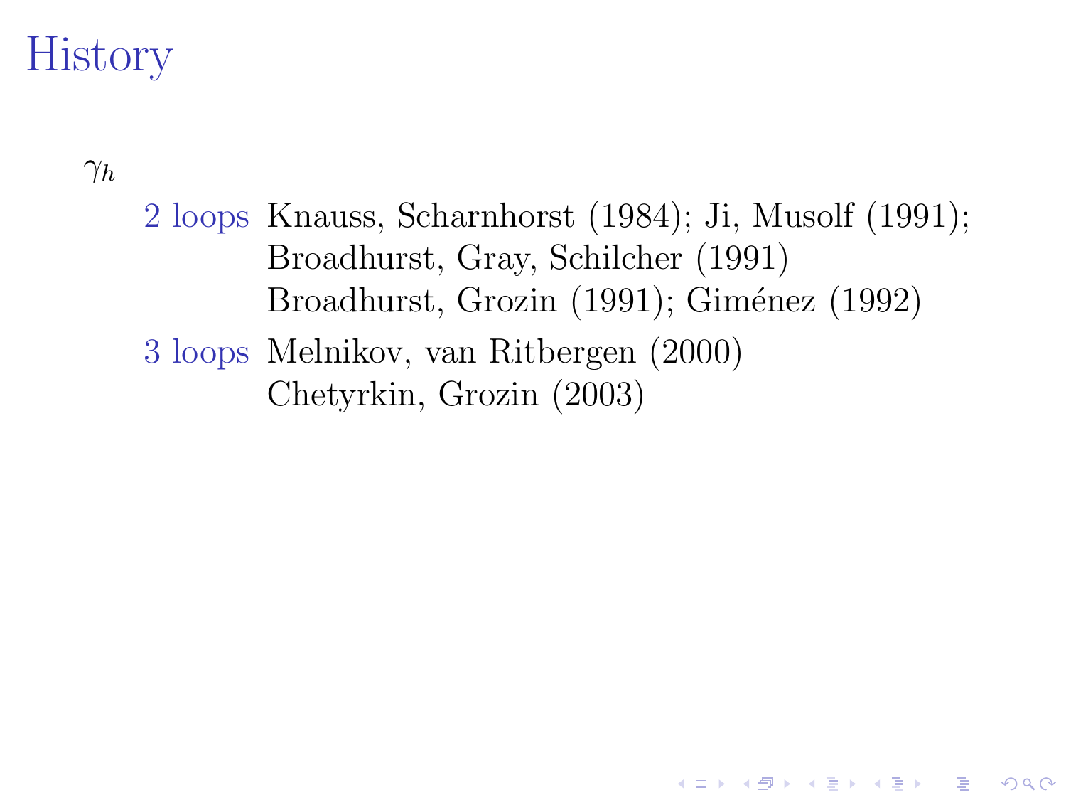# History

$\gamma_h$

**2 loops** Knauss, Scharnhorst (1984); Ji, Musolf (1991); Broadhurst, Gray, Schilcher (1991) Broadhurst, Grozin (1991); Giménez (1992)

**3 loops** Melnikov, van Ritbergen (2000) Chetyrkin, Grozin (2003)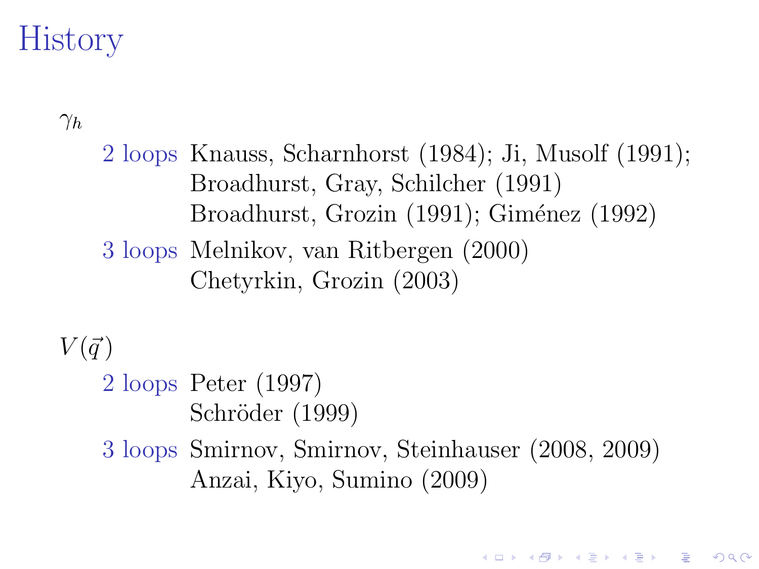# History

$\gamma_h$

- **2 loops** Knauss, Scharnhorst (1984); Ji, Musolf (1991); Broadhurst, Gray, Schilcher (1991)
  Broadhurst, Grozin (1991); Giménez (1992)
- **3 loops** Melnikov, van Ritbergen (2000)
  Chetyrkin, Grozin (2003)

$V(\vec{q})$

- **2 loops** Peter (1997)
  Schröder (1999)
- **3 loops** Smirnov, Smirnov, Steinhauser (2008, 2009)
  Anzai, Kiyo, Sumino (2009)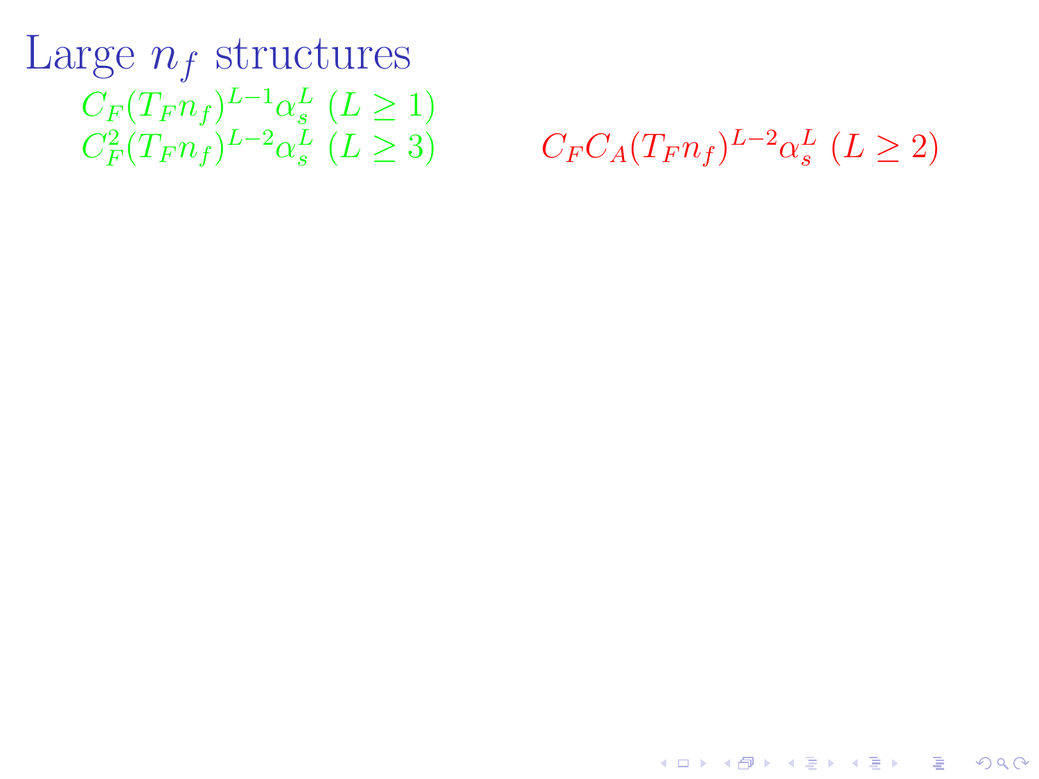# Large $n_f$ structures

$C_F(T_F n_f)^{L-1}\alpha_s^L$ $(L \geq 1)$

$C_F^2(T_F n_f)^{L-2}\alpha_s^L$ $(L \geq 3)$

$C_F C_A(T_F n_f)^{L-2}\alpha_s^L$ $(L \geq 2)$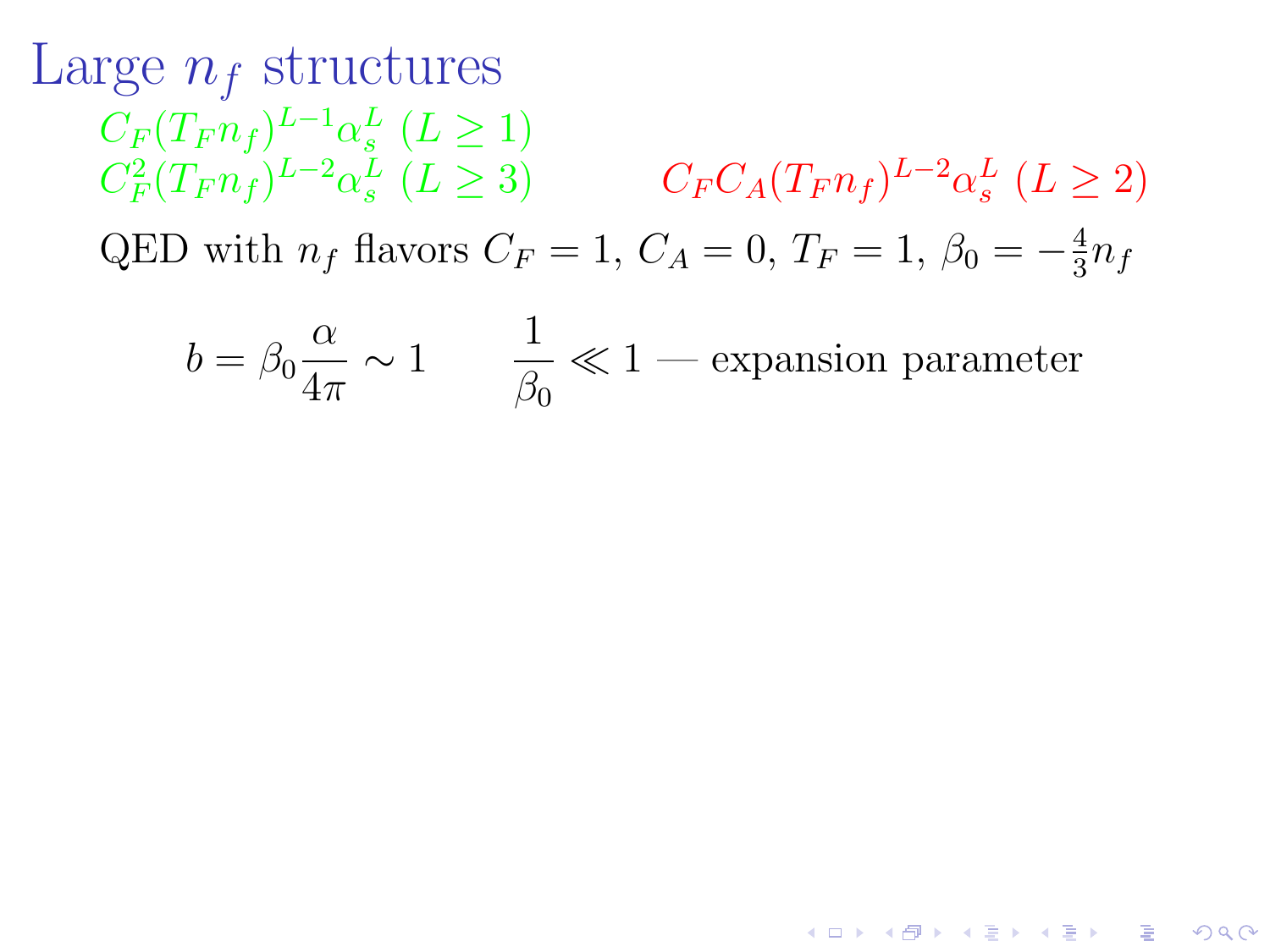# Large $n_f$ structures

$C_F(T_F n_f)^{L-1}\alpha_s^L$ $(L \geq 1)$

$C_F^2(T_F n_f)^{L-2}\alpha_s^L$ $(L \geq 3)$ $\quad$ $C_F C_A (T_F n_f)^{L-2}\alpha_s^L$ $(L \geq 2)$

QED with $n_f$ flavors $C_F = 1$, $C_A = 0$, $T_F = 1$, $\beta_0 = -\frac{4}{3}n_f$

$$b = \beta_0 \frac{\alpha}{4\pi} \sim 1 \qquad \frac{1}{\beta_0} \ll 1 \text{ — expansion parameter}$$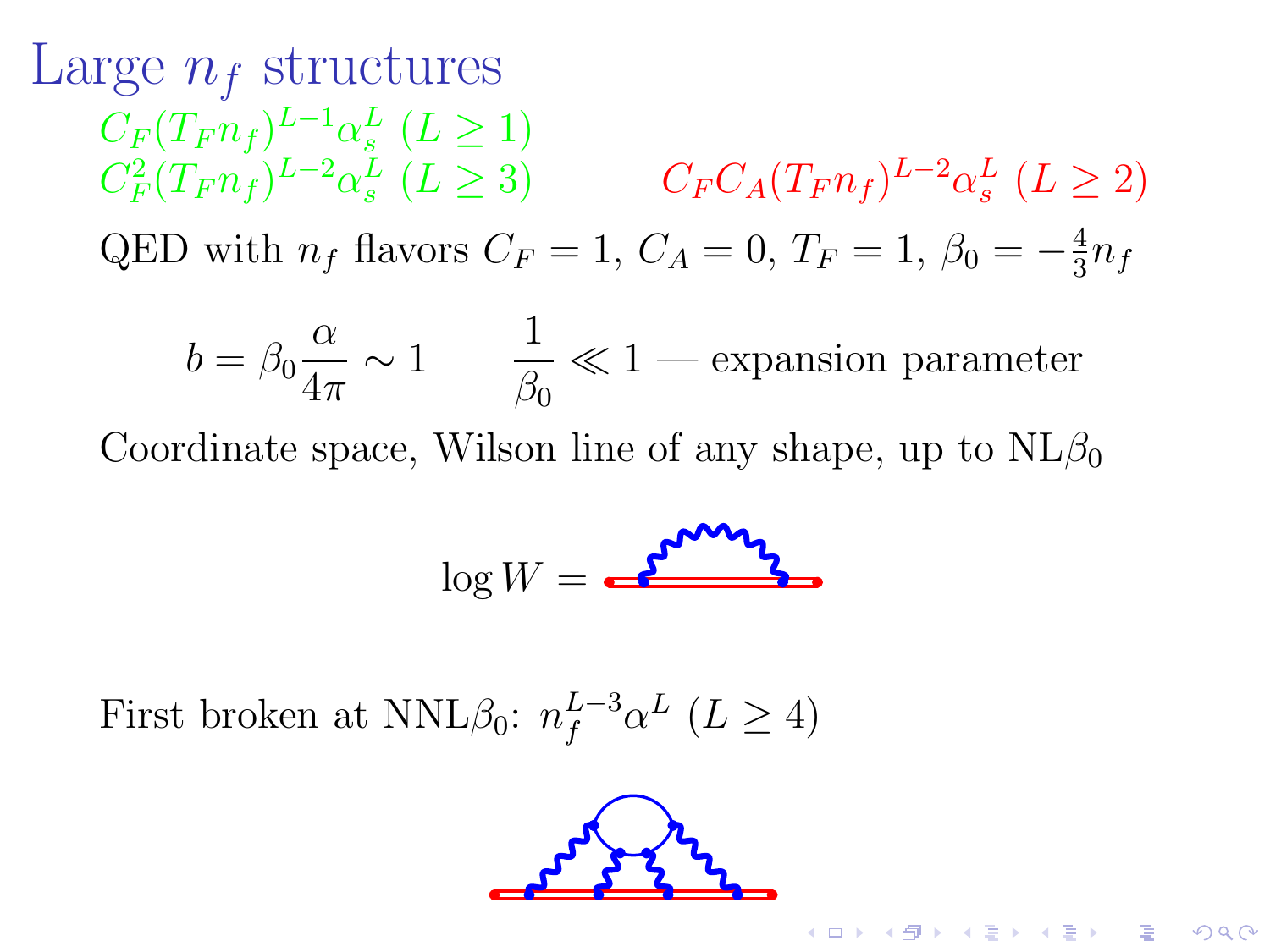# Large $n_f$ structures

$C_F(T_F n_f)^{L-1}\alpha_s^L$ $(L \geq 1)$

$C_F^2(T_F n_f)^{L-2}\alpha_s^L$ $(L \geq 3)$ $\qquad$ $C_F C_A (T_F n_f)^{L-2}\alpha_s^L$ $(L \geq 2)$

QED with $n_f$ flavors $C_F = 1$, $C_A = 0$, $T_F = 1$, $\beta_0 = -\frac{4}{3}n_f$

$$b = \beta_0 \frac{\alpha}{4\pi} \sim 1 \qquad \frac{1}{\beta_0} \ll 1 \text{ — expansion parameter}$$

Coordinate space, Wilson line of any shape, up to NL$\beta_0$

$$\log W =$$

First broken at NNL$\beta_0$: $n_f^{L-3}\alpha^L$ $(L \geq 4)$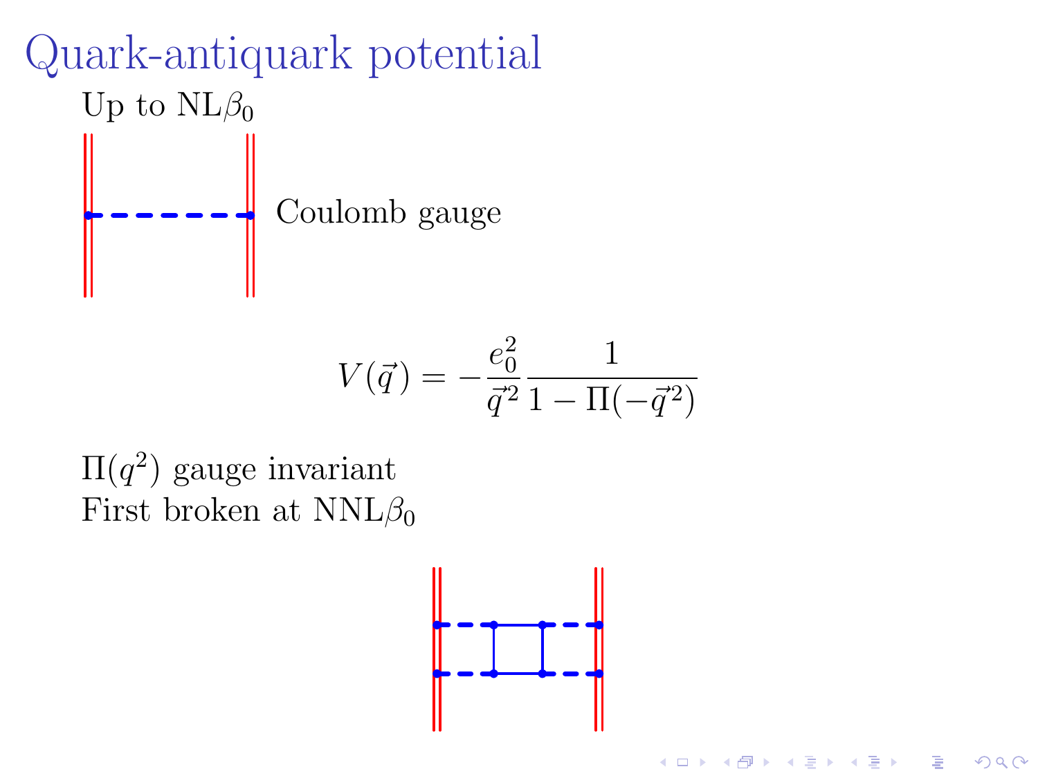# Quark-antiquark potential

Up to NL$\beta_0$

Coulomb gauge

$$V(\vec{q}) = -\frac{e_0^2}{\vec{q}^2}\frac{1}{1-\Pi(-\vec{q}^2)}$$

$\Pi(q^2)$ gauge invariant

First broken at NNL$\beta_0$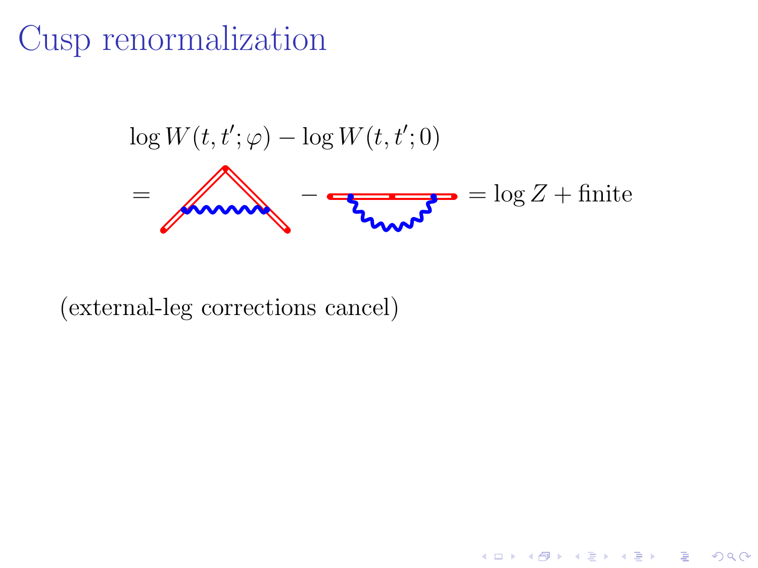# Cusp renormalization

$$\log W(t, t'; \varphi) - \log W(t, t'; 0)$$

$$= \quad - \quad = \log Z + \text{finite}$$

(external-leg corrections cancel)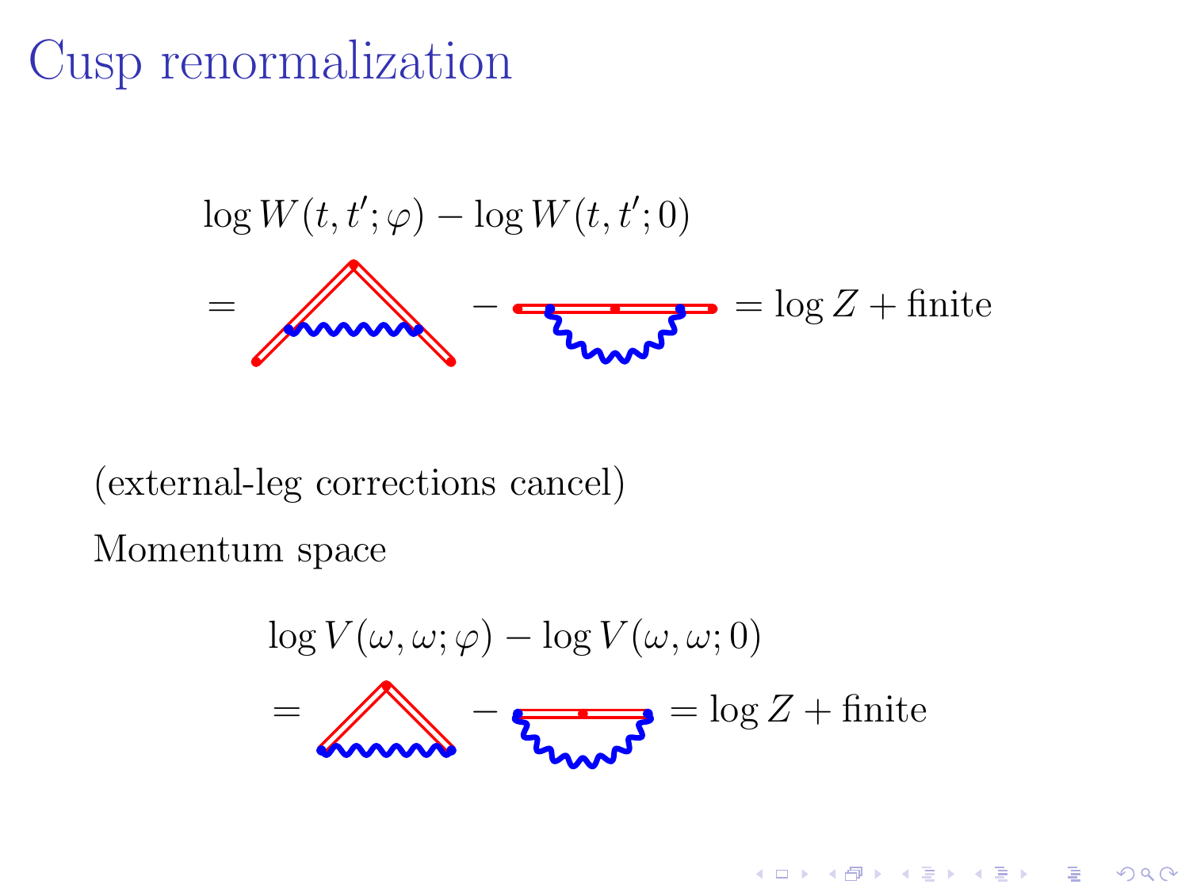# Cusp renormalization

$$\log W(t,t';\varphi) - \log W(t,t';0)$$

$$= \quad - \quad = \log Z + \text{finite}$$

(external-leg corrections cancel)

Momentum space

$$\log V(\omega,\omega;\varphi) - \log V(\omega,\omega;0)$$

$$= \quad - \quad = \log Z + \text{finite}$$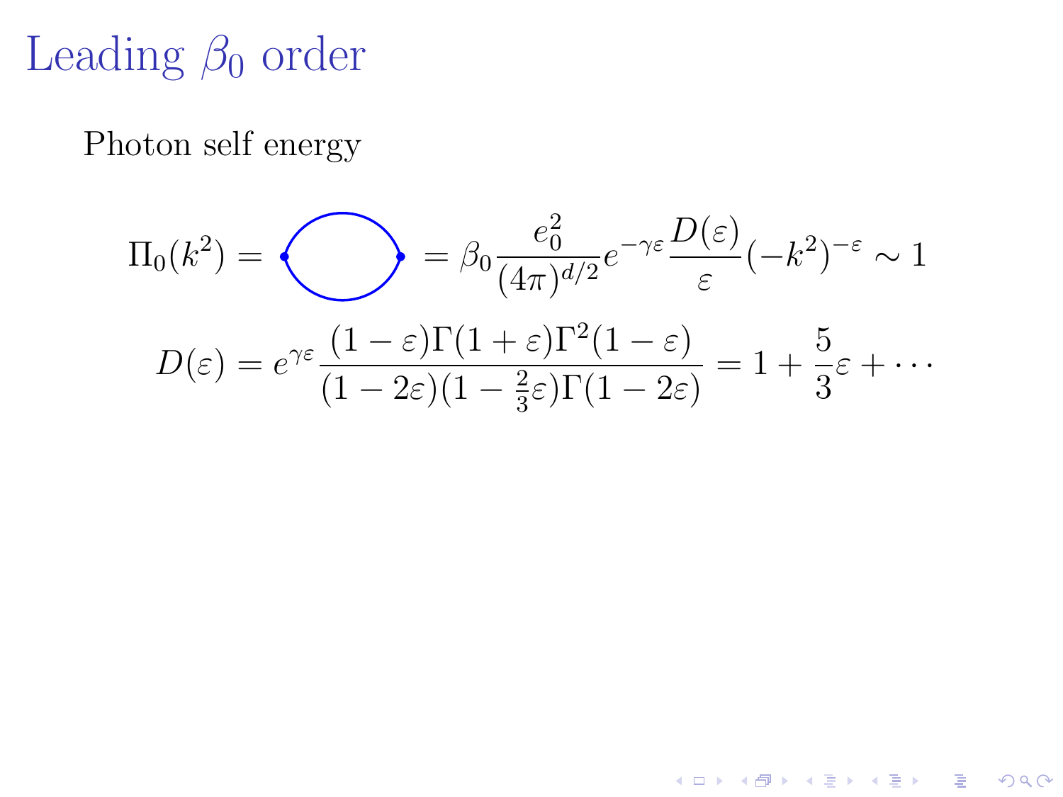# Leading $\beta_0$ order

Photon self energy

$$\Pi_0(k^2) = \quad = \beta_0 \frac{e_0^2}{(4\pi)^{d/2}} e^{-\gamma\varepsilon} \frac{D(\varepsilon)}{\varepsilon} (-k^2)^{-\varepsilon} \sim 1$$

$$D(\varepsilon) = e^{\gamma\varepsilon} \frac{(1-\varepsilon)\Gamma(1+\varepsilon)\Gamma^2(1-\varepsilon)}{(1-2\varepsilon)(1-\frac{2}{3}\varepsilon)\Gamma(1-2\varepsilon)} = 1 + \frac{5}{3}\varepsilon + \cdots$$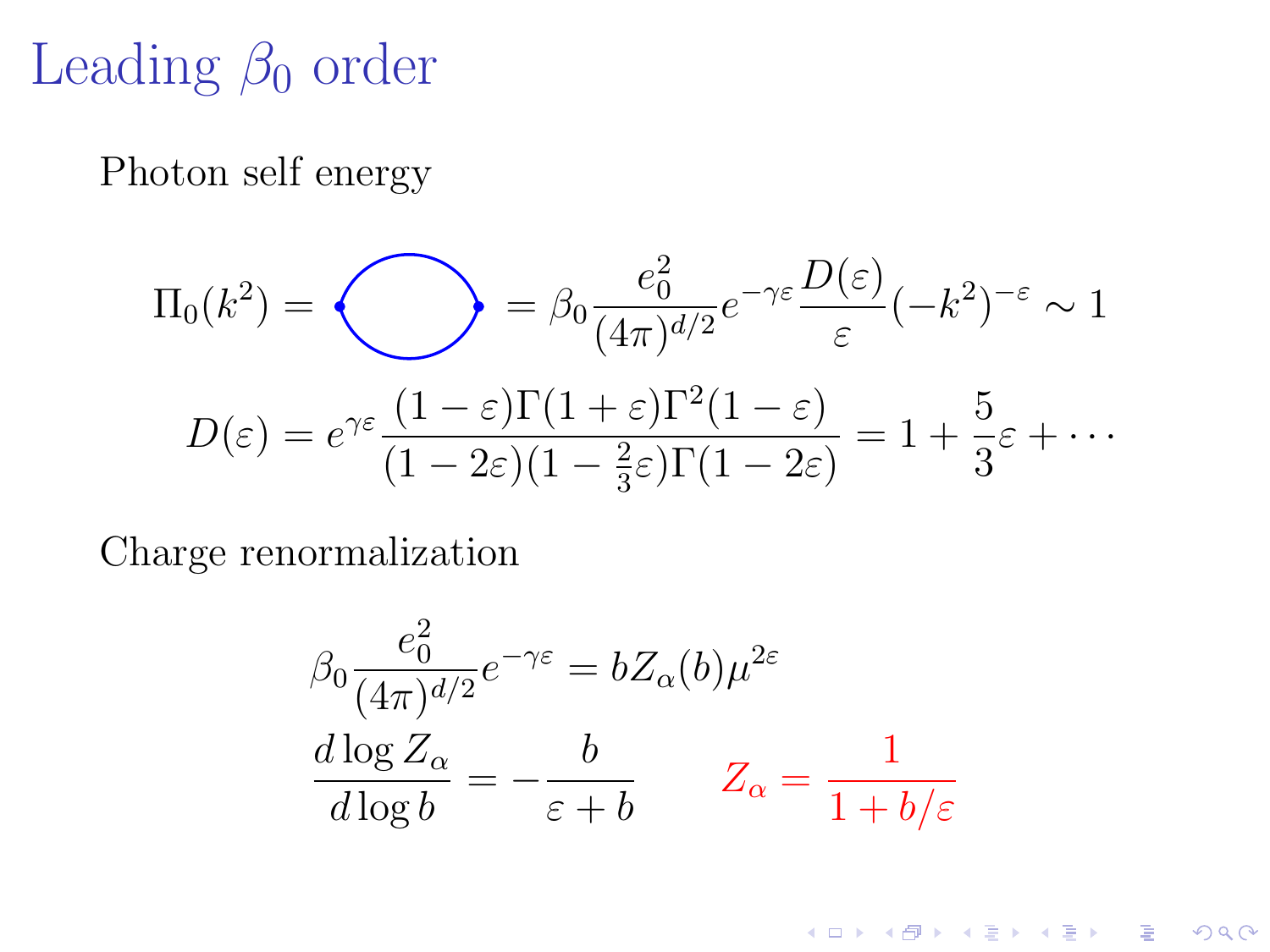# Leading $\beta_0$ order

Photon self energy

$$\Pi_0(k^2) = \text{(loop)} = \beta_0 \frac{e_0^2}{(4\pi)^{d/2}} e^{-\gamma\varepsilon} \frac{D(\varepsilon)}{\varepsilon} (-k^2)^{-\varepsilon} \sim 1$$

$$D(\varepsilon) = e^{\gamma\varepsilon} \frac{(1-\varepsilon)\Gamma(1+\varepsilon)\Gamma^2(1-\varepsilon)}{(1-2\varepsilon)(1-\frac{2}{3}\varepsilon)\Gamma(1-2\varepsilon)} = 1 + \frac{5}{3}\varepsilon + \cdots$$

Charge renormalization

$$\beta_0 \frac{e_0^2}{(4\pi)^{d/2}} e^{-\gamma\varepsilon} = b Z_\alpha(b) \mu^{2\varepsilon}$$

$$\frac{d \log Z_\alpha}{d \log b} = -\frac{b}{\varepsilon + b} \qquad Z_\alpha = \frac{1}{1 + b/\varepsilon}$$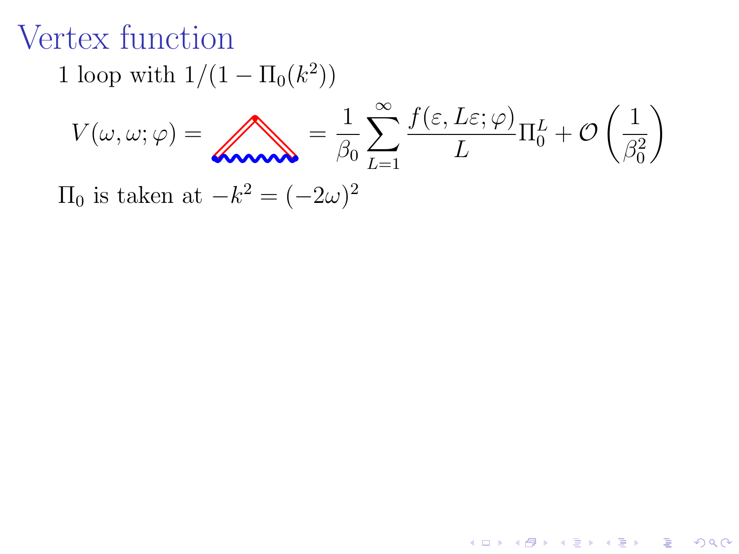# Vertex function

1 loop with $1/(1 - \Pi_0(k^2))$

$$V(\omega, \omega; \varphi) = \quad = \frac{1}{\beta_0} \sum_{L=1}^{\infty} \frac{f(\varepsilon, L\varepsilon; \varphi)}{L} \Pi_0^L + \mathcal{O}\left(\frac{1}{\beta_0^2}\right)$$

$\Pi_0$ is taken at $-k^2 = (-2\omega)^2$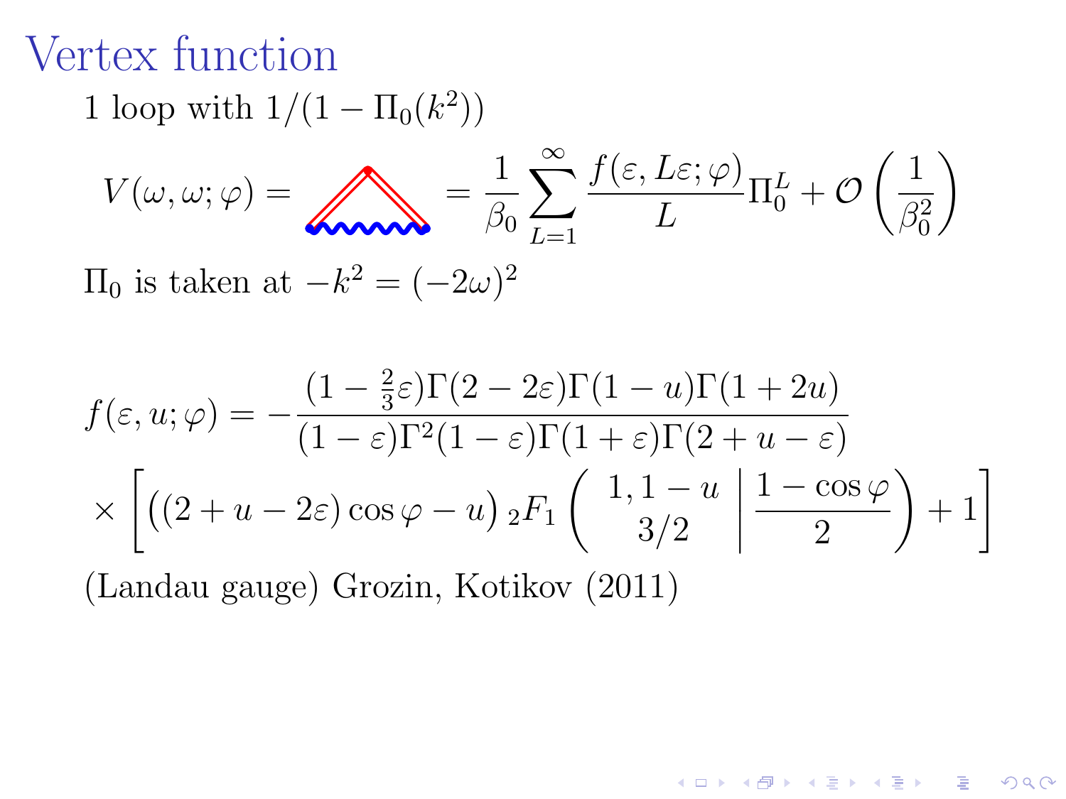# Vertex function

1 loop with $1/(1-\Pi_0(k^2))$

$$V(\omega,\omega;\varphi) = \quad = \frac{1}{\beta_0}\sum_{L=1}^{\infty}\frac{f(\varepsilon,L\varepsilon;\varphi)}{L}\Pi_0^L + \mathcal{O}\left(\frac{1}{\beta_0^2}\right)$$

$\Pi_0$ is taken at $-k^2 = (-2\omega)^2$

$$f(\varepsilon,u;\varphi) = -\frac{(1-\frac{2}{3}\varepsilon)\Gamma(2-2\varepsilon)\Gamma(1-u)\Gamma(1+2u)}{(1-\varepsilon)\Gamma^2(1-\varepsilon)\Gamma(1+\varepsilon)\Gamma(2+u-\varepsilon)}$$
$$\times\left[\Big((2+u-2\varepsilon)\cos\varphi - u\Big)\,{}_2F_1\left(\begin{array}{c}1,1-u\\3/2\end{array}\middle|\,\frac{1-\cos\varphi}{2}\right)+1\right]$$

(Landau gauge) Grozin, Kotikov (2011)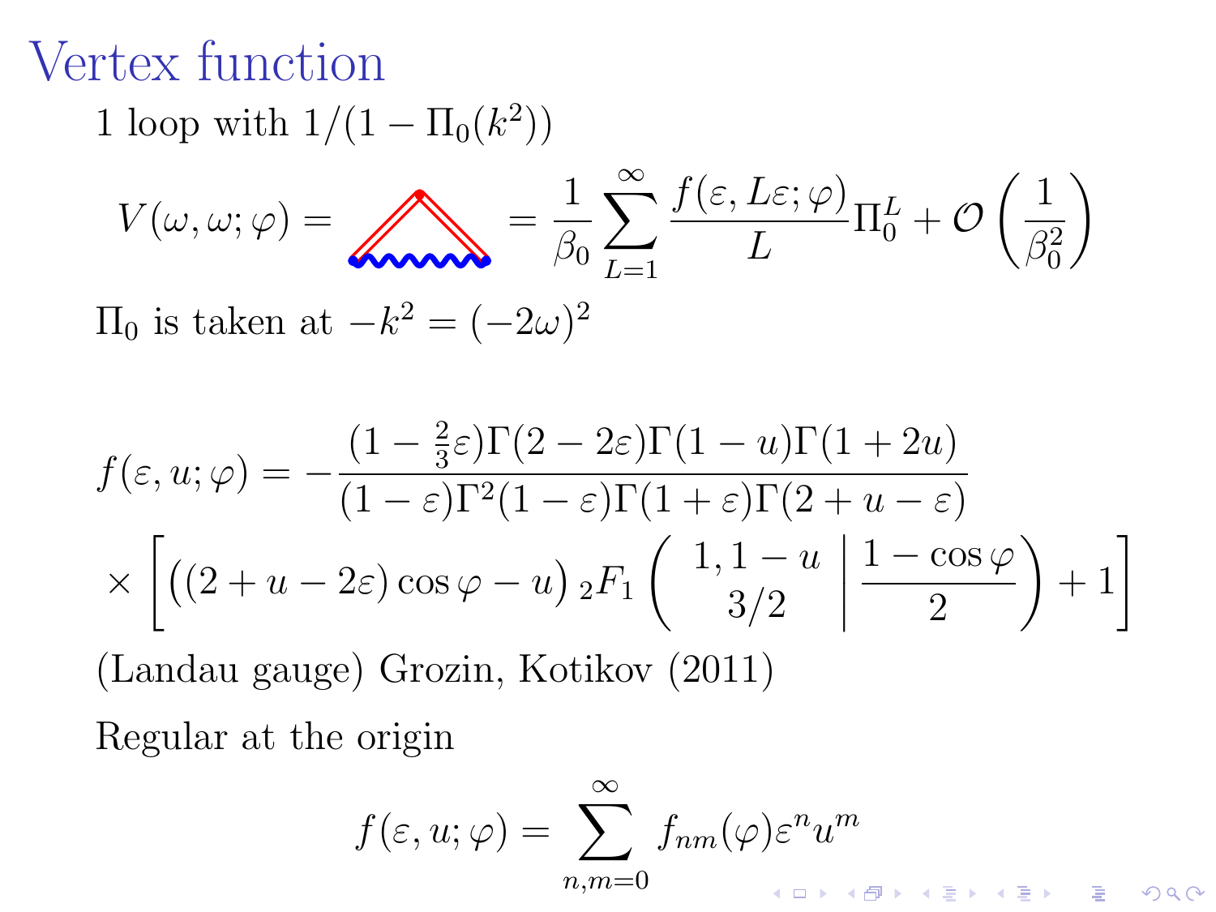# Vertex function

1 loop with $1/(1 - \Pi_0(k^2))$

$$V(\omega, \omega; \varphi) = \quad = \frac{1}{\beta_0} \sum_{L=1}^{\infty} \frac{f(\varepsilon, L\varepsilon; \varphi)}{L} \Pi_0^L + \mathcal{O}\left(\frac{1}{\beta_0^2}\right)$$

$\Pi_0$ is taken at $-k^2 = (-2\omega)^2$

$$f(\varepsilon, u; \varphi) = -\frac{(1 - \frac{2}{3}\varepsilon)\Gamma(2 - 2\varepsilon)\Gamma(1 - u)\Gamma(1 + 2u)}{(1 - \varepsilon)\Gamma^2(1 - \varepsilon)\Gamma(1 + \varepsilon)\Gamma(2 + u - \varepsilon)}$$
$$\times \left[ \Big( (2 + u - 2\varepsilon)\cos\varphi - u \Big) \, {}_2F_1\left( \begin{matrix} 1, 1 - u \\ 3/2 \end{matrix} \,\middle|\, \frac{1 - \cos\varphi}{2} \right) + 1 \right]$$

(Landau gauge) Grozin, Kotikov (2011)

Regular at the origin

$$f(\varepsilon, u; \varphi) = \sum_{n,m=0}^{\infty} f_{nm}(\varphi)\varepsilon^n u^m$$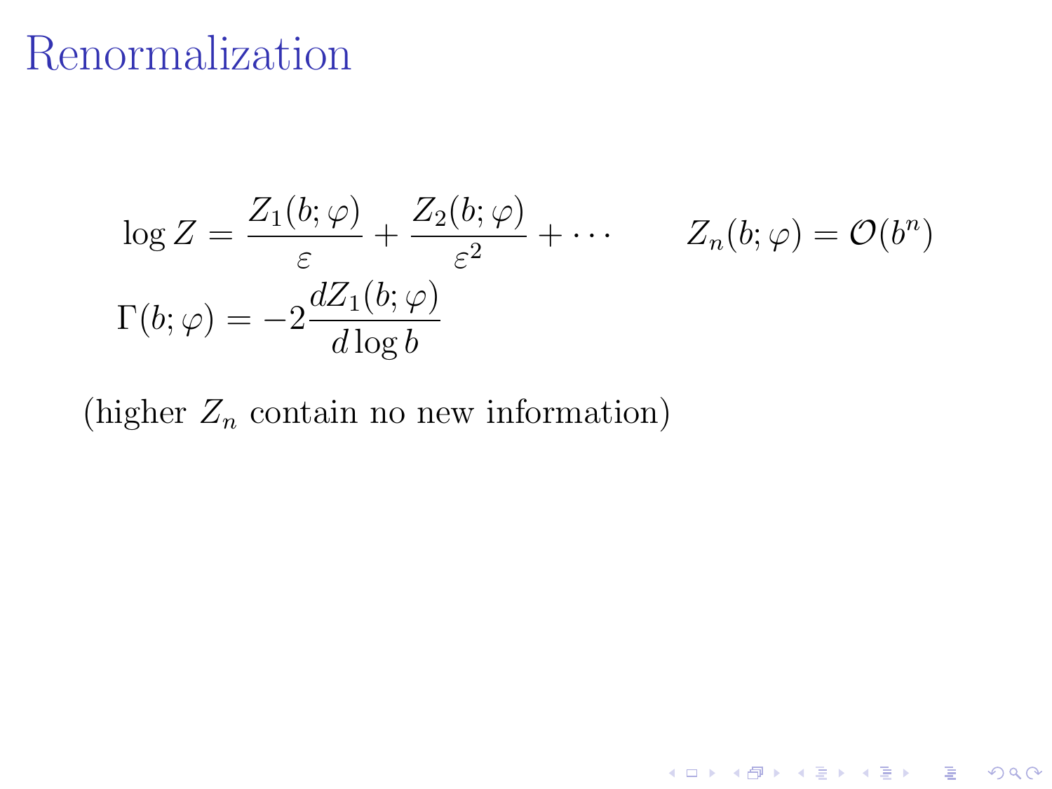# Renormalization

$$\log Z = \frac{Z_1(b;\varphi)}{\varepsilon} + \frac{Z_2(b;\varphi)}{\varepsilon^2} + \cdots \qquad Z_n(b;\varphi) = \mathcal{O}(b^n)$$

$$\Gamma(b;\varphi) = -2\frac{dZ_1(b;\varphi)}{d\log b}$$

(higher $Z_n$ contain no new information)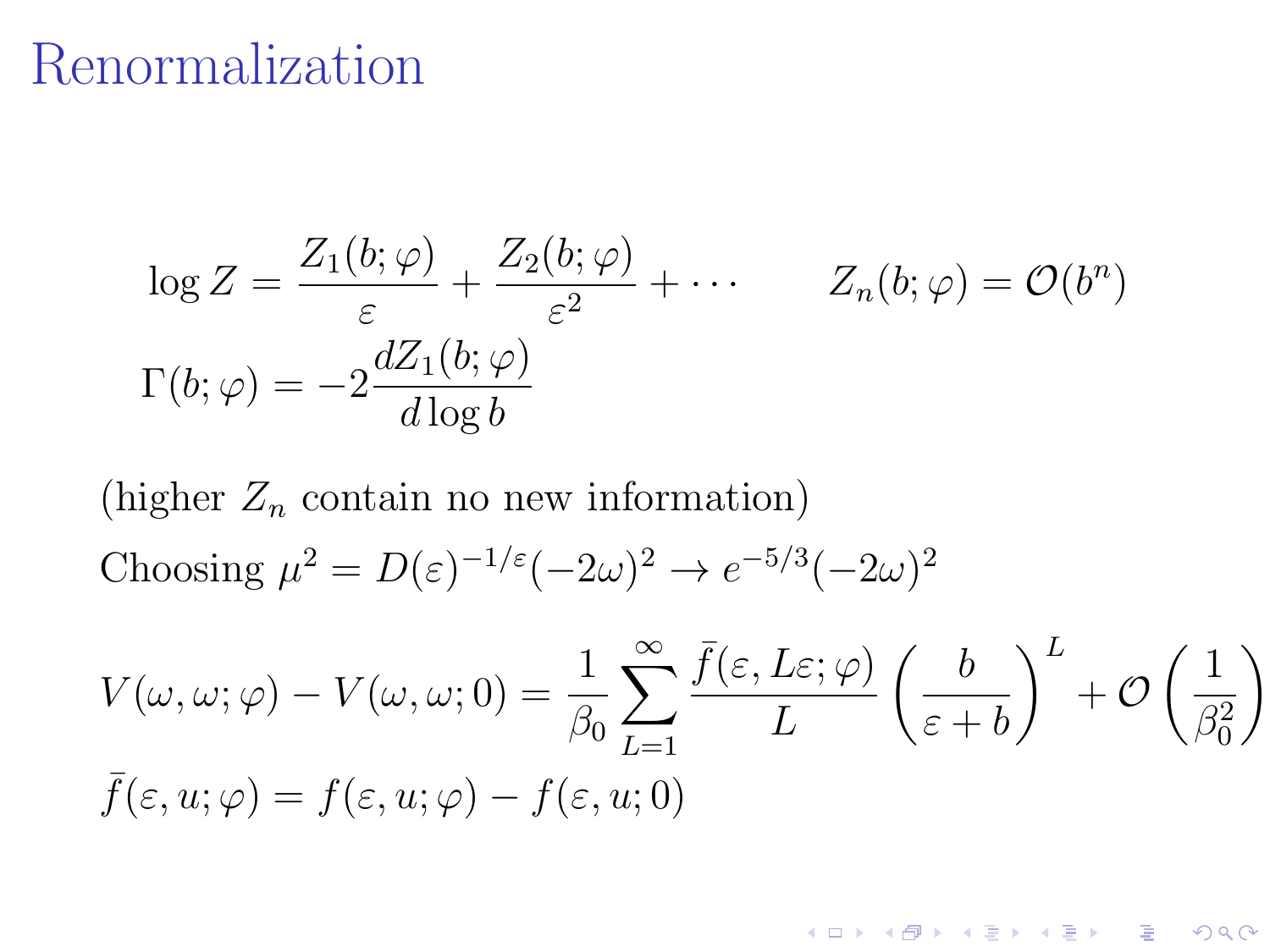# Renormalization

$$\log Z = \frac{Z_1(b;\varphi)}{\varepsilon} + \frac{Z_2(b;\varphi)}{\varepsilon^2} + \cdots \qquad Z_n(b;\varphi) = \mathcal{O}(b^n)$$

$$\Gamma(b;\varphi) = -2\frac{dZ_1(b;\varphi)}{d\log b}$$

(higher $Z_n$ contain no new information)

Choosing $\mu^2 = D(\varepsilon)^{-1/\varepsilon}(-2\omega)^2 \to e^{-5/3}(-2\omega)^2$

$$V(\omega,\omega;\varphi) - V(\omega,\omega;0) = \frac{1}{\beta_0}\sum_{L=1}^{\infty}\frac{\bar{f}(\varepsilon,L\varepsilon;\varphi)}{L}\left(\frac{b}{\varepsilon+b}\right)^L + \mathcal{O}\left(\frac{1}{\beta_0^2}\right)$$

$$\bar{f}(\varepsilon,u;\varphi) = f(\varepsilon,u;\varphi) - f(\varepsilon,u;0)$$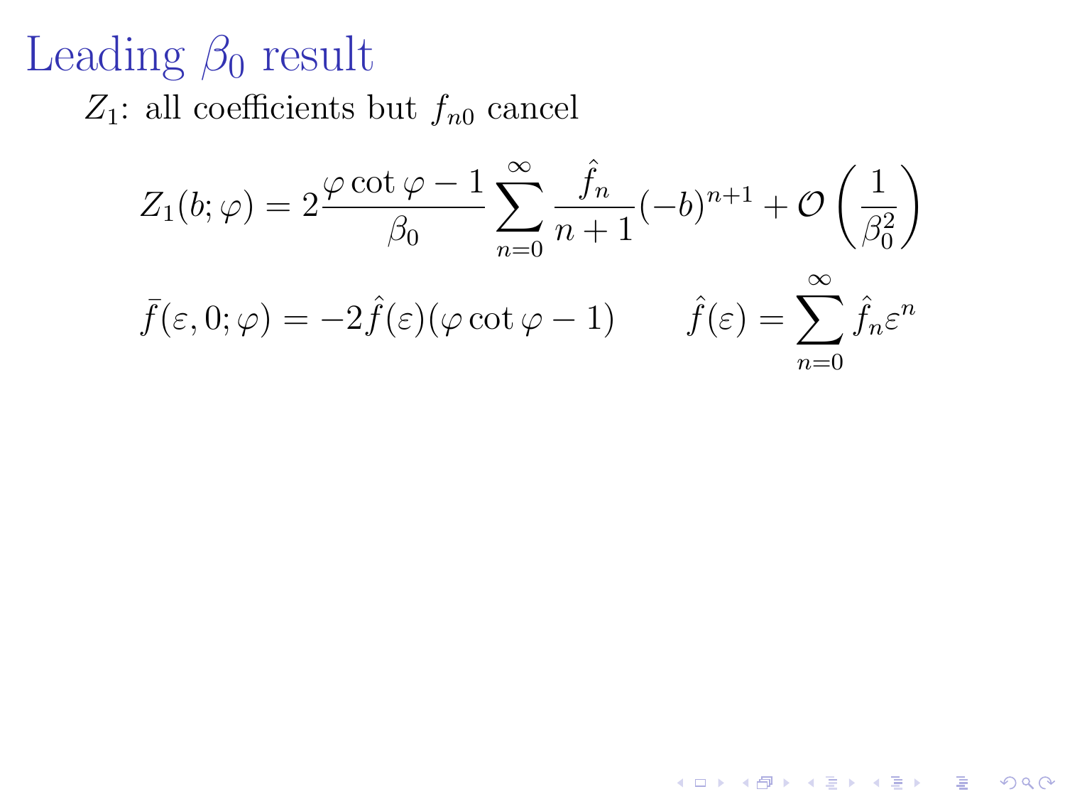# Leading $\beta_0$ result

$Z_1$: all coefficients but $f_{n0}$ cancel

$$Z_1(b;\varphi) = 2\frac{\varphi\cot\varphi - 1}{\beta_0}\sum_{n=0}^{\infty}\frac{\hat{f}_n}{n+1}(-b)^{n+1} + \mathcal{O}\left(\frac{1}{\beta_0^2}\right)$$

$$\bar{f}(\varepsilon,0;\varphi) = -2\hat{f}(\varepsilon)(\varphi\cot\varphi - 1) \qquad \hat{f}(\varepsilon) = \sum_{n=0}^{\infty}\hat{f}_n\varepsilon^n$$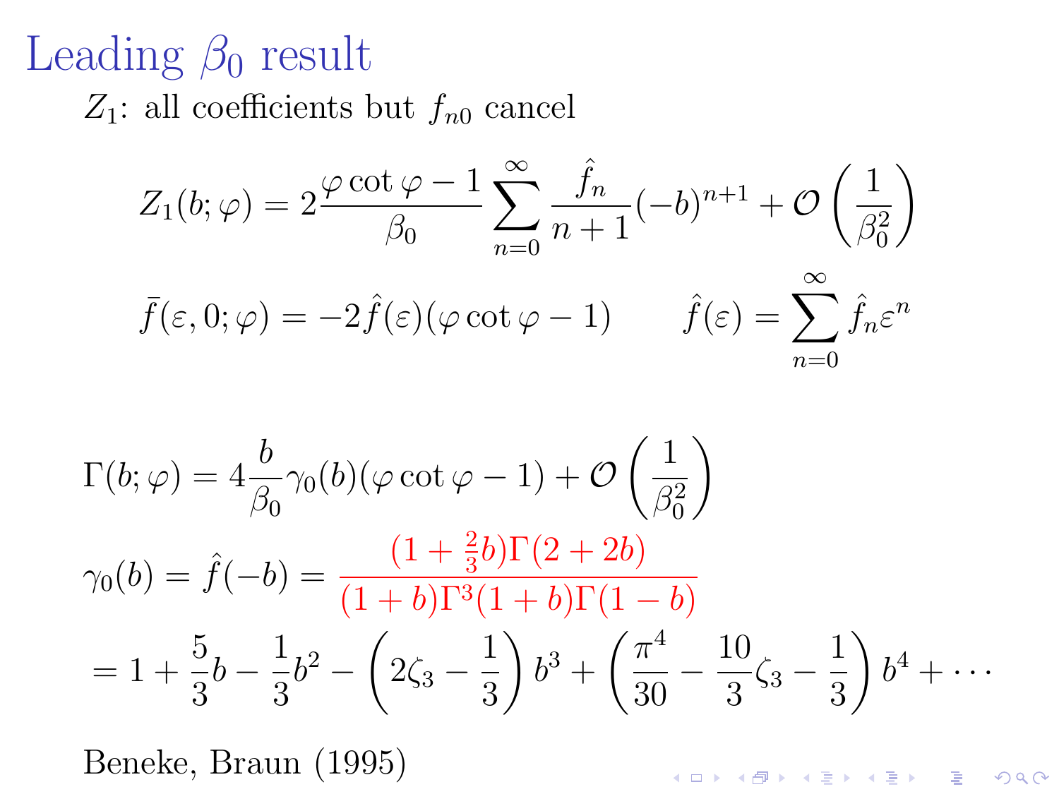# Leading $\beta_0$ result

$Z_1$: all coefficients but $f_{n0}$ cancel

$$Z_1(b;\varphi) = 2\frac{\varphi\cot\varphi - 1}{\beta_0}\sum_{n=0}^{\infty}\frac{\hat{f}_n}{n+1}(-b)^{n+1} + \mathcal{O}\left(\frac{1}{\beta_0^2}\right)$$

$$\bar{f}(\varepsilon,0;\varphi) = -2\hat{f}(\varepsilon)(\varphi\cot\varphi - 1) \qquad \hat{f}(\varepsilon) = \sum_{n=0}^{\infty}\hat{f}_n\varepsilon^n$$

$$\Gamma(b;\varphi) = 4\frac{b}{\beta_0}\gamma_0(b)(\varphi\cot\varphi - 1) + \mathcal{O}\left(\frac{1}{\beta_0^2}\right)$$

$$\gamma_0(b) = \hat{f}(-b) = \frac{(1+\frac{2}{3}b)\Gamma(2+2b)}{(1+b)\Gamma^3(1+b)\Gamma(1-b)}$$

$$= 1 + \frac{5}{3}b - \frac{1}{3}b^2 - \left(2\zeta_3 - \frac{1}{3}\right)b^3 + \left(\frac{\pi^4}{30} - \frac{10}{3}\zeta_3 - \frac{1}{3}\right)b^4 + \cdots$$

Beneke, Braun (1995)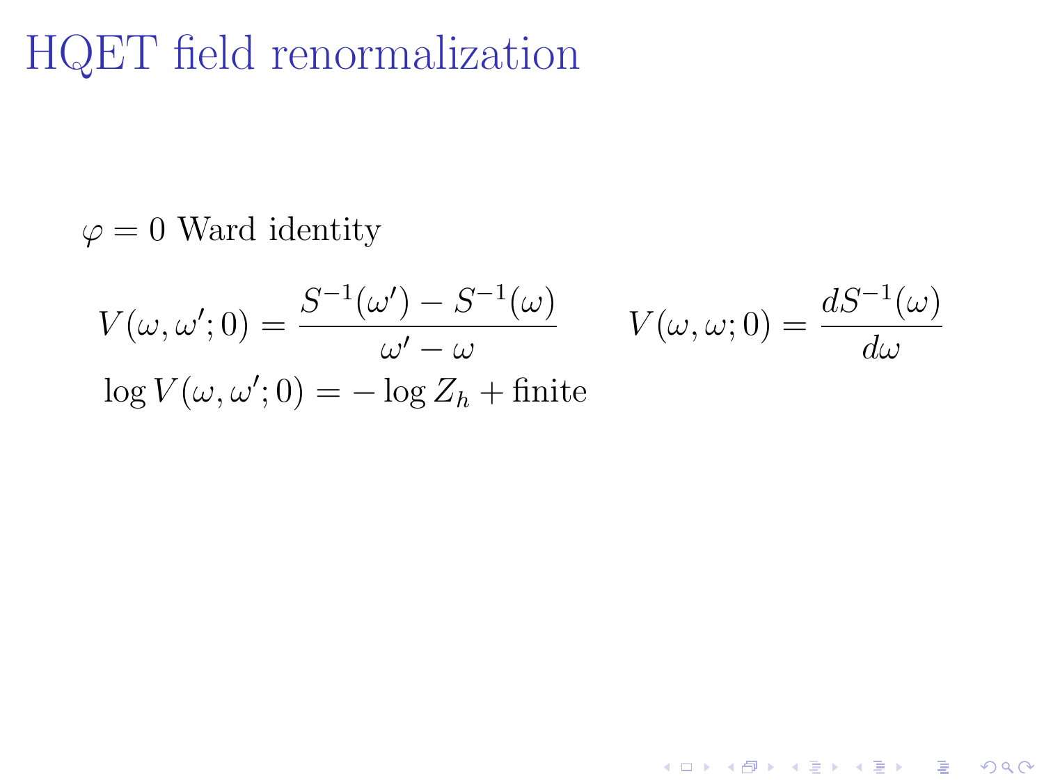# HQET field renormalization

$\varphi = 0$ Ward identity

$$V(\omega, \omega'; 0) = \frac{S^{-1}(\omega') - S^{-1}(\omega)}{\omega' - \omega} \qquad V(\omega, \omega; 0) = \frac{dS^{-1}(\omega)}{d\omega}$$

$$\log V(\omega, \omega'; 0) = -\log Z_h + \text{finite}$$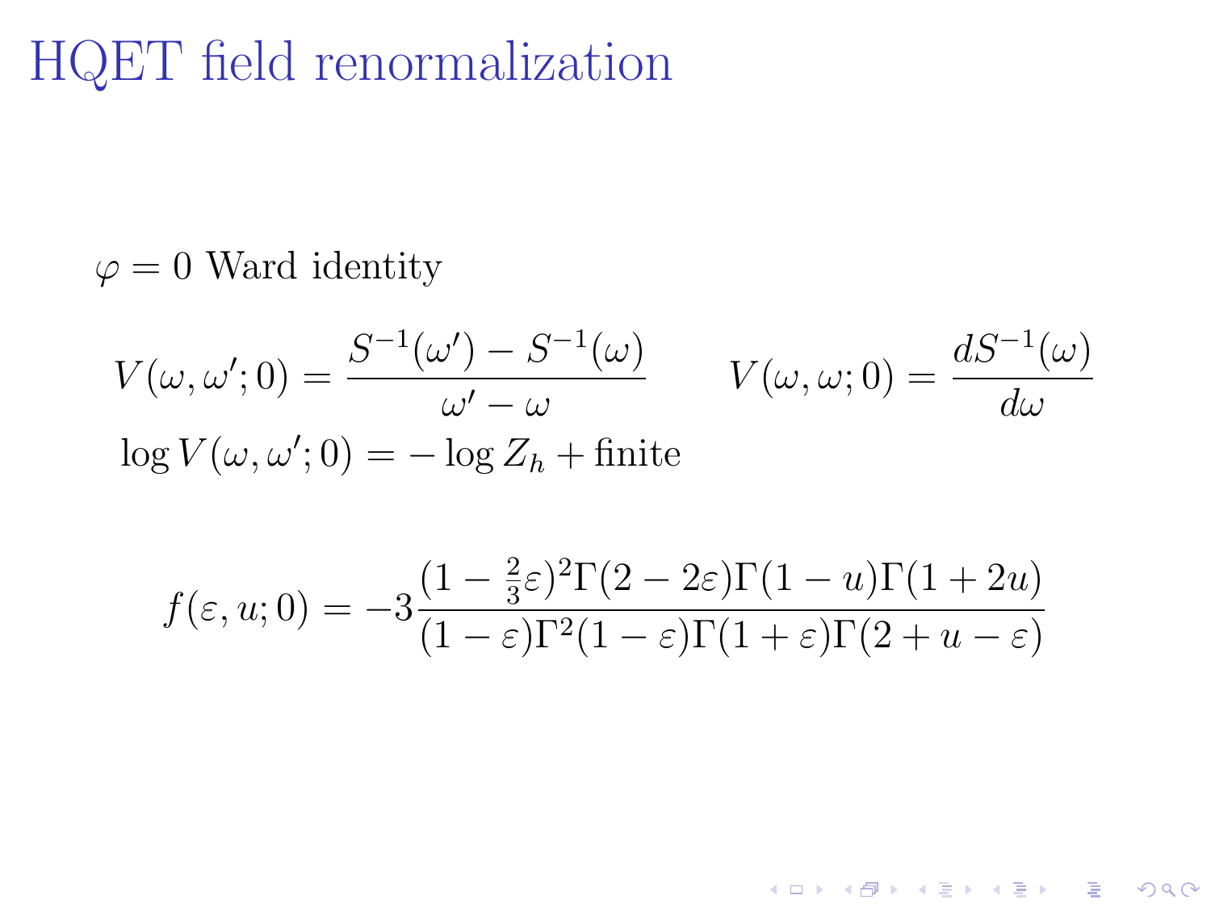# HQET field renormalization

$\varphi = 0$ Ward identity

$$V(\omega, \omega'; 0) = \frac{S^{-1}(\omega') - S^{-1}(\omega)}{\omega' - \omega} \qquad V(\omega, \omega; 0) = \frac{dS^{-1}(\omega)}{d\omega}$$

$$\log V(\omega, \omega'; 0) = -\log Z_h + \text{finite}$$

$$f(\varepsilon, u; 0) = -3\frac{(1 - \frac{2}{3}\varepsilon)^2 \Gamma(2 - 2\varepsilon)\Gamma(1 - u)\Gamma(1 + 2u)}{(1 - \varepsilon)\Gamma^2(1 - \varepsilon)\Gamma(1 + \varepsilon)\Gamma(2 + u - \varepsilon)}$$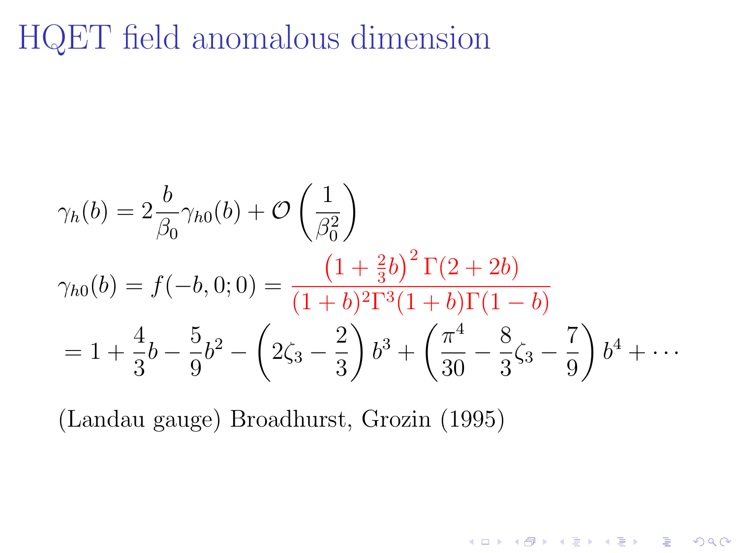# HQET field anomalous dimension

$$\gamma_h(b) = 2\frac{b}{\beta_0}\gamma_{h0}(b) + \mathcal{O}\left(\frac{1}{\beta_0^2}\right)$$

$$\gamma_{h0}(b) = f(-b,0;0) = \frac{\left(1+\frac{2}{3}b\right)^2 \Gamma(2+2b)}{(1+b)^2\Gamma^3(1+b)\Gamma(1-b)}$$

$$= 1 + \frac{4}{3}b - \frac{5}{9}b^2 - \left(2\zeta_3 - \frac{2}{3}\right)b^3 + \left(\frac{\pi^4}{30} - \frac{8}{3}\zeta_3 - \frac{7}{9}\right)b^4 + \cdots$$

(Landau gauge) Broadhurst, Grozin (1995)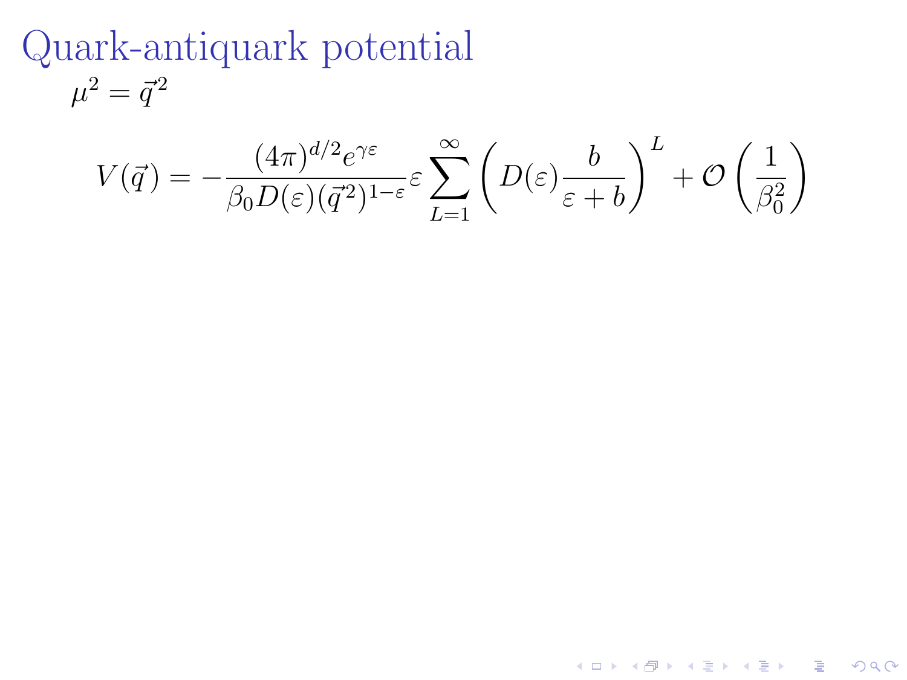# Quark-antiquark potential

$\mu^2 = \vec{q}^2$

$$V(\vec{q}) = -\frac{(4\pi)^{d/2} e^{\gamma\varepsilon}}{\beta_0 D(\varepsilon)(\vec{q}^2)^{1-\varepsilon}} \varepsilon \sum_{L=1}^{\infty} \left( D(\varepsilon) \frac{b}{\varepsilon + b} \right)^L + \mathcal{O}\left(\frac{1}{\beta_0^2}\right)$$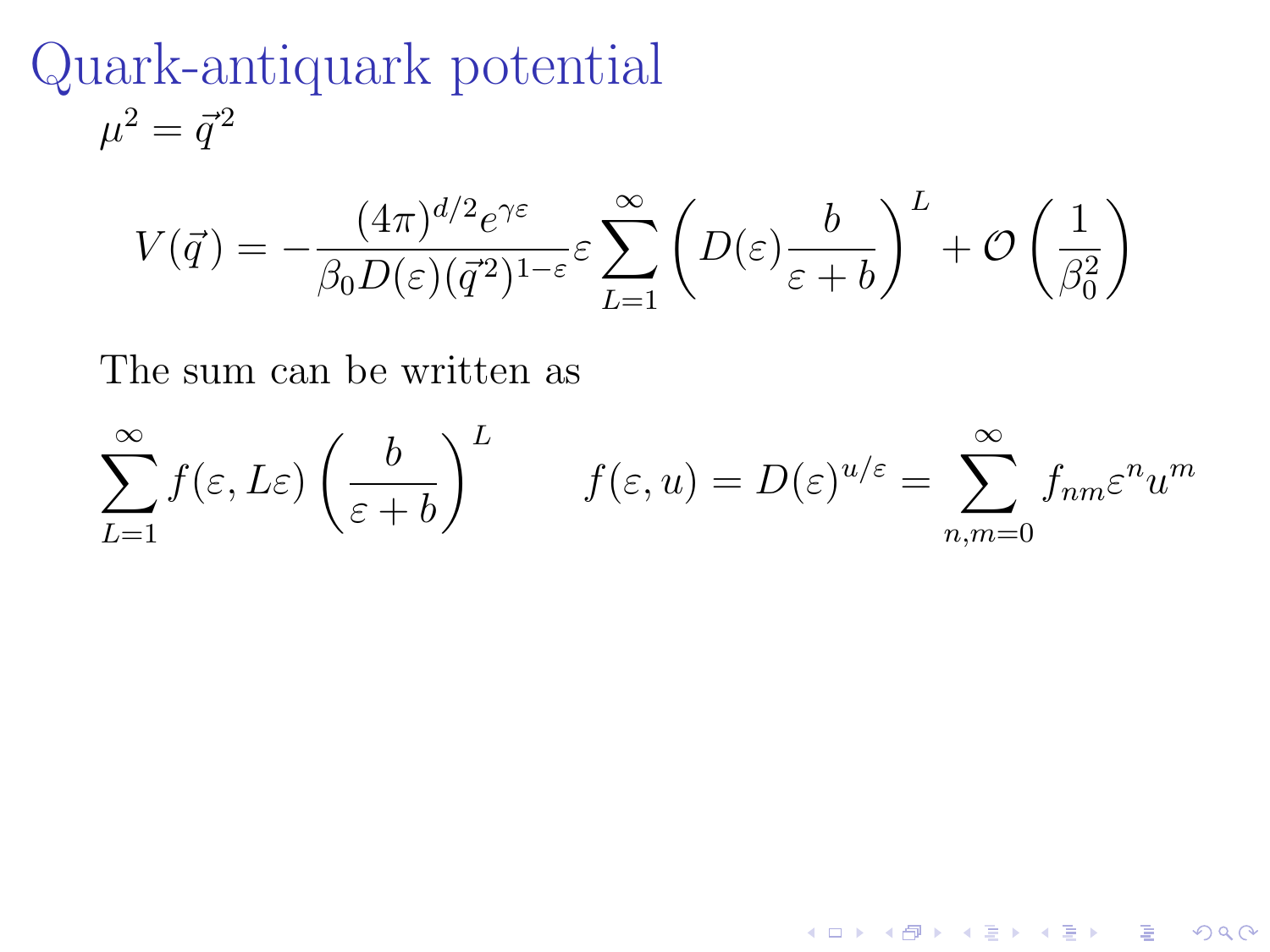# Quark-antiquark potential

$\mu^2 = \vec{q}^2$

$$V(\vec{q}) = -\frac{(4\pi)^{d/2} e^{\gamma\varepsilon}}{\beta_0 D(\varepsilon)(\vec{q}^2)^{1-\varepsilon}} \varepsilon \sum_{L=1}^{\infty} \left( D(\varepsilon) \frac{b}{\varepsilon + b} \right)^L + \mathcal{O}\left( \frac{1}{\beta_0^2} \right)$$

The sum can be written as

$$\sum_{L=1}^{\infty} f(\varepsilon, L\varepsilon) \left( \frac{b}{\varepsilon + b} \right)^L \qquad f(\varepsilon, u) = D(\varepsilon)^{u/\varepsilon} = \sum_{n,m=0}^{\infty} f_{nm} \varepsilon^n u^m$$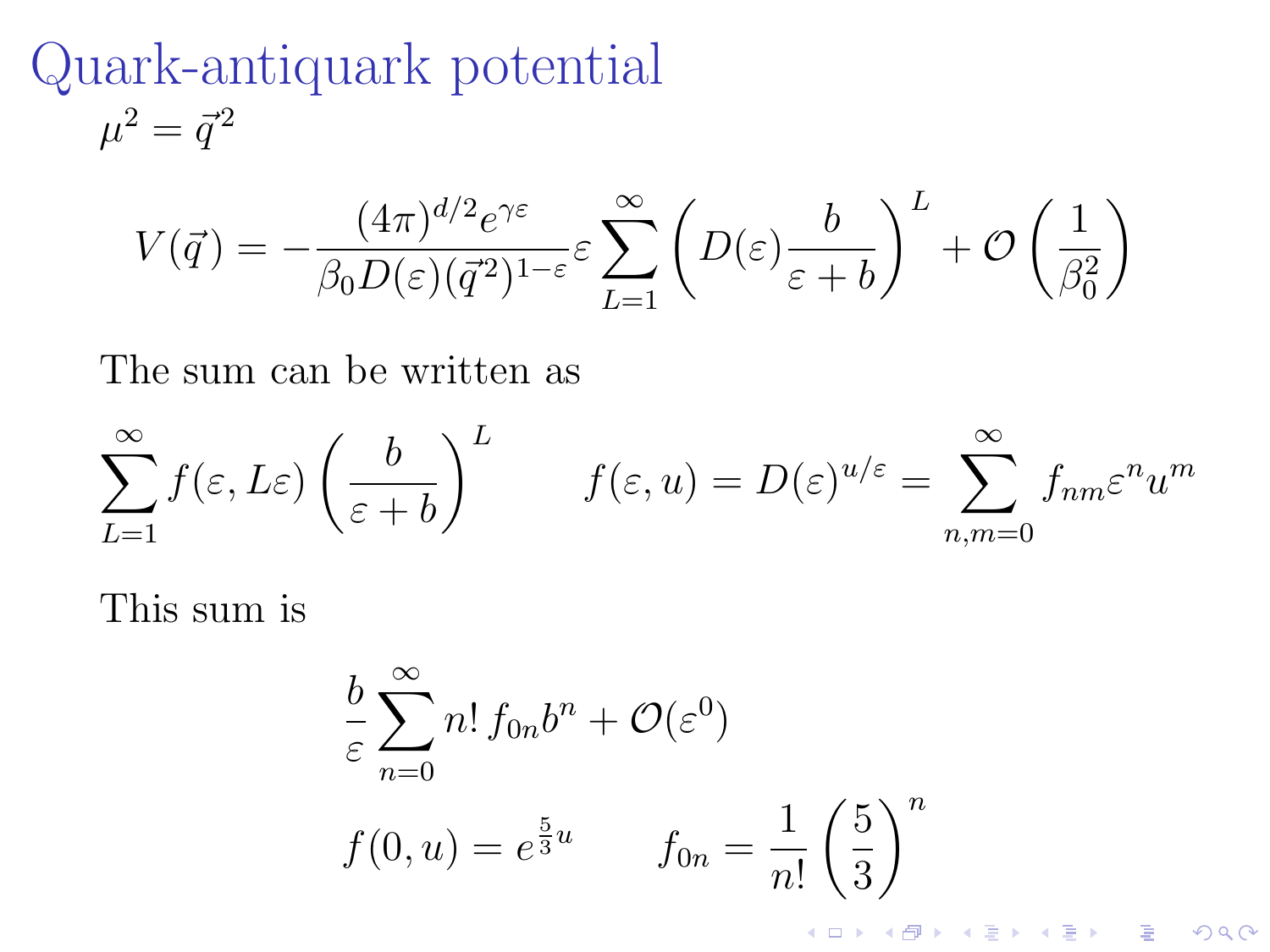# Quark-antiquark potential

$\mu^2 = \vec{q}^2$

$$V(\vec{q}) = -\frac{(4\pi)^{d/2} e^{\gamma\varepsilon}}{\beta_0 D(\varepsilon)(\vec{q}^2)^{1-\varepsilon}} \varepsilon \sum_{L=1}^{\infty} \left( D(\varepsilon) \frac{b}{\varepsilon + b} \right)^L + \mathcal{O}\left(\frac{1}{\beta_0^2}\right)$$

The sum can be written as

$$\sum_{L=1}^{\infty} f(\varepsilon, L\varepsilon) \left(\frac{b}{\varepsilon + b}\right)^L \qquad f(\varepsilon, u) = D(\varepsilon)^{u/\varepsilon} = \sum_{n,m=0}^{\infty} f_{nm} \varepsilon^n u^m$$

This sum is

$$\frac{b}{\varepsilon} \sum_{n=0}^{\infty} n!\, f_{0n} b^n + \mathcal{O}(\varepsilon^0)$$

$$f(0, u) = e^{\frac{5}{3}u} \qquad f_{0n} = \frac{1}{n!} \left(\frac{5}{3}\right)^n$$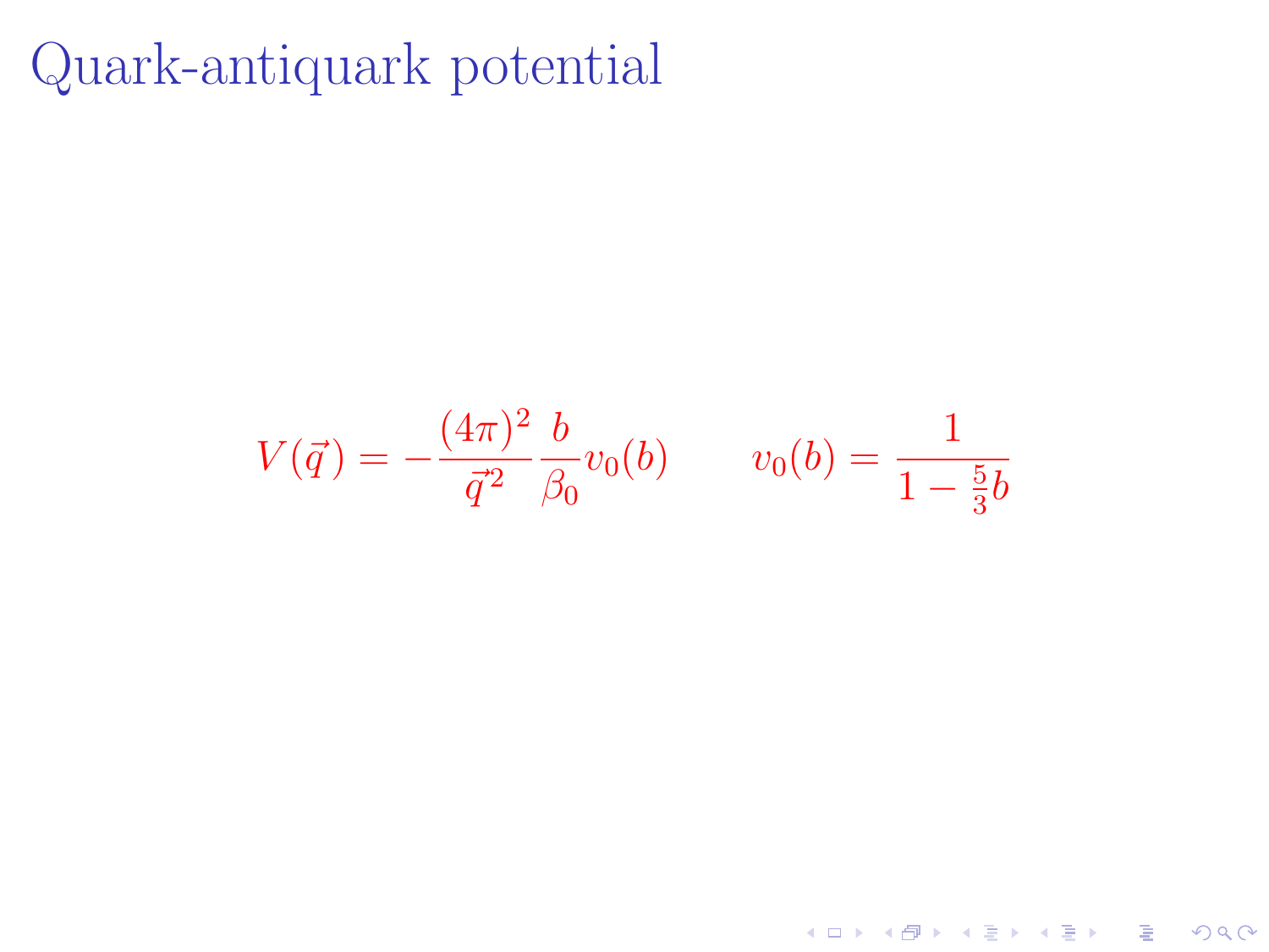# Quark-antiquark potential

$$V(\vec{q}) = -\frac{(4\pi)^2}{\vec{q}^2}\frac{b}{\beta_0}v_0(b) \qquad v_0(b) = \frac{1}{1 - \frac{5}{3}b}$$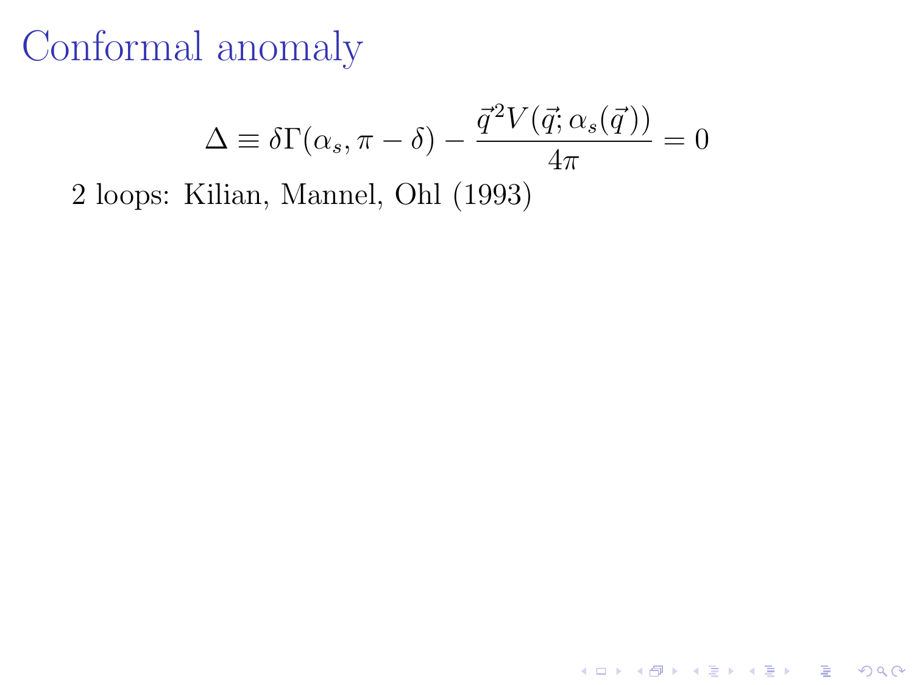# Conformal anomaly

$$\Delta \equiv \delta\Gamma(\alpha_s, \pi - \delta) - \frac{\vec{q}^2 V(\vec{q}; \alpha_s(\vec{q}))}{4\pi} = 0$$

2 loops: Kilian, Mannel, Ohl (1993)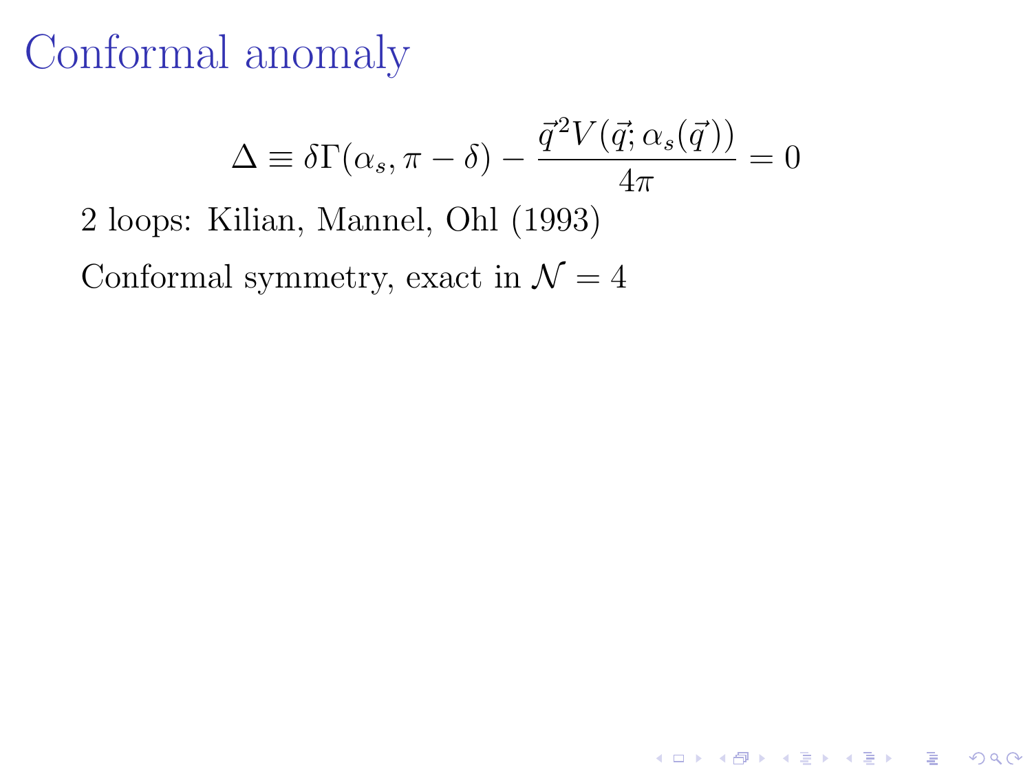# Conformal anomaly

$$\Delta \equiv \delta\Gamma(\alpha_s, \pi - \delta) - \frac{\vec{q}^2 V(\vec{q}; \alpha_s(\vec{q}))}{4\pi} = 0$$

2 loops: Kilian, Mannel, Ohl (1993)

Conformal symmetry, exact in $\mathcal{N} = 4$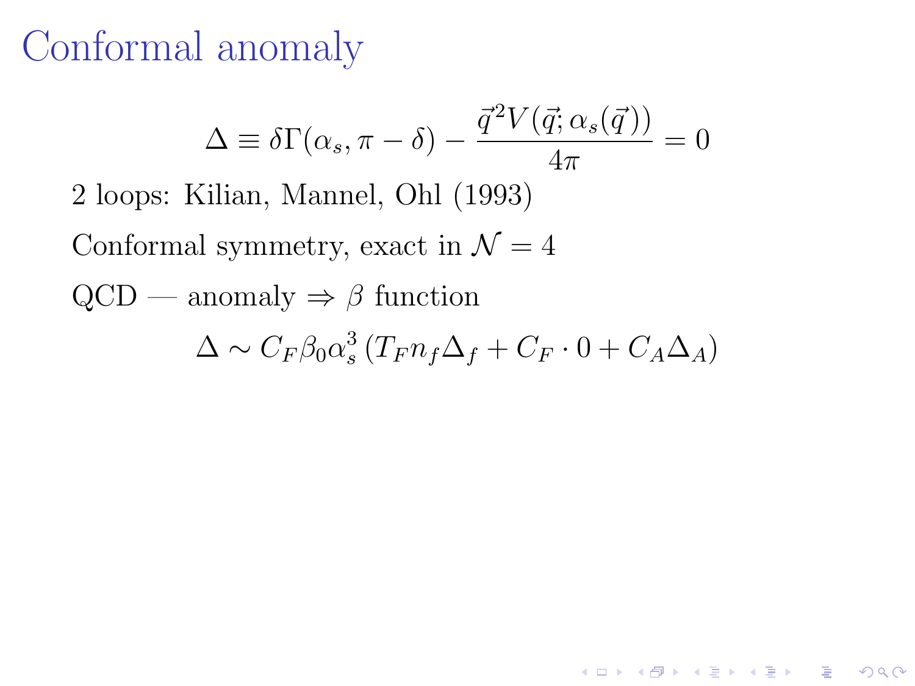# Conformal anomaly

$$\Delta \equiv \delta\Gamma(\alpha_s, \pi - \delta) - \frac{\vec{q}^2 V(\vec{q}; \alpha_s(\vec{q}))}{4\pi} = 0$$

2 loops: Kilian, Mannel, Ohl (1993)

Conformal symmetry, exact in $\mathcal{N} = 4$

QCD — anomaly $\Rightarrow$ $\beta$ function

$$\Delta \sim C_F \beta_0 \alpha_s^3 \left( T_F n_f \Delta_f + C_F \cdot 0 + C_A \Delta_A \right)$$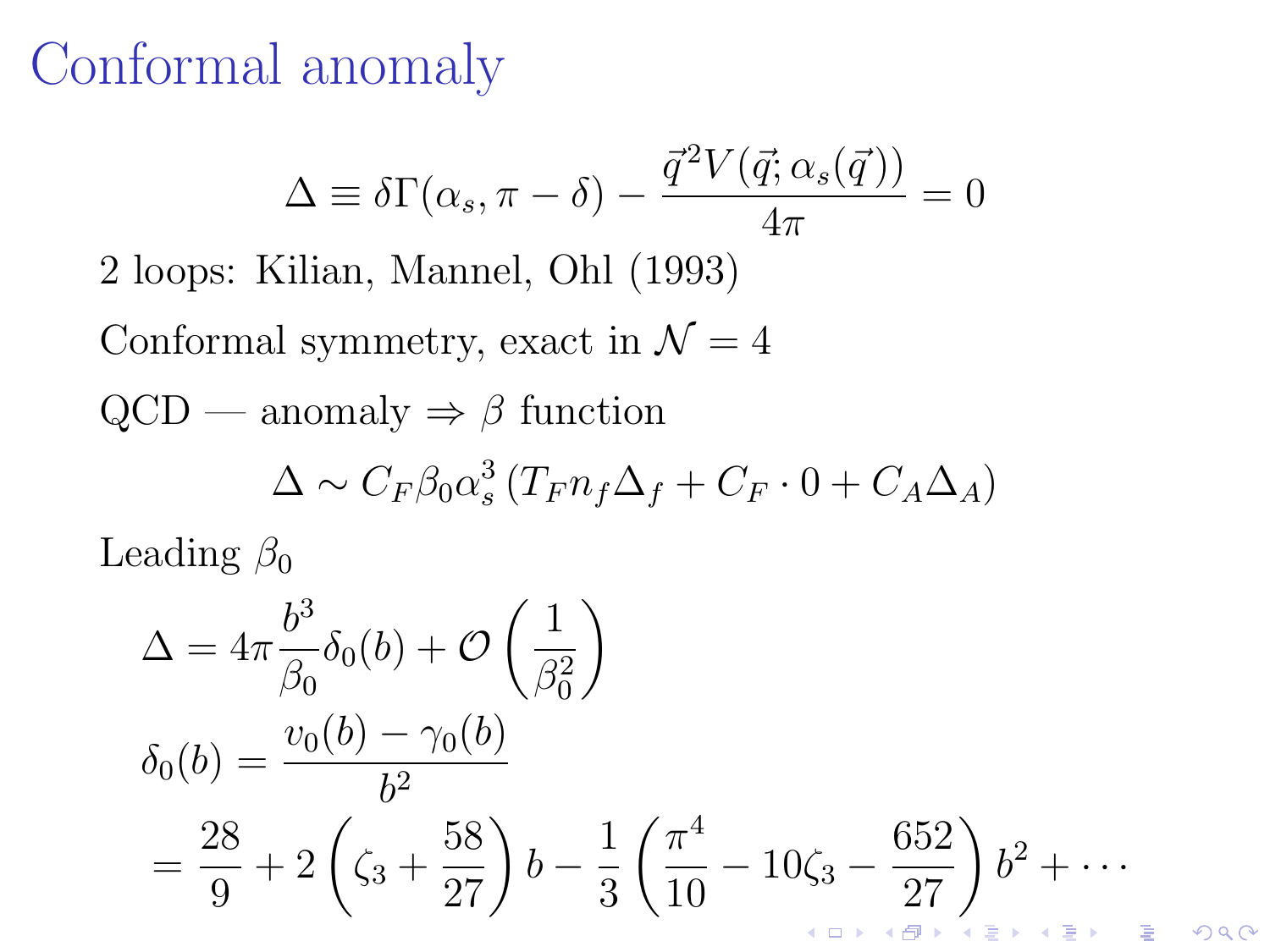# Conformal anomaly

$$\Delta \equiv \delta\Gamma(\alpha_s, \pi - \delta) - \frac{\vec{q}^{\,2} V(\vec{q}; \alpha_s(\vec{q}))}{4\pi} = 0$$

2 loops: Kilian, Mannel, Ohl (1993)

Conformal symmetry, exact in $\mathcal{N} = 4$

QCD — anomaly $\Rightarrow$ $\beta$ function

$$\Delta \sim C_F \beta_0 \alpha_s^3 \left( T_F n_f \Delta_f + C_F \cdot 0 + C_A \Delta_A \right)$$

Leading $\beta_0$

$$\Delta = 4\pi \frac{b^3}{\beta_0} \delta_0(b) + \mathcal{O}\left(\frac{1}{\beta_0^2}\right)$$

$$\delta_0(b) = \frac{v_0(b) - \gamma_0(b)}{b^2}$$

$$= \frac{28}{9} + 2\left(\zeta_3 + \frac{58}{27}\right) b - \frac{1}{3}\left(\frac{\pi^4}{10} - 10\zeta_3 - \frac{652}{27}\right) b^2 + \cdots$$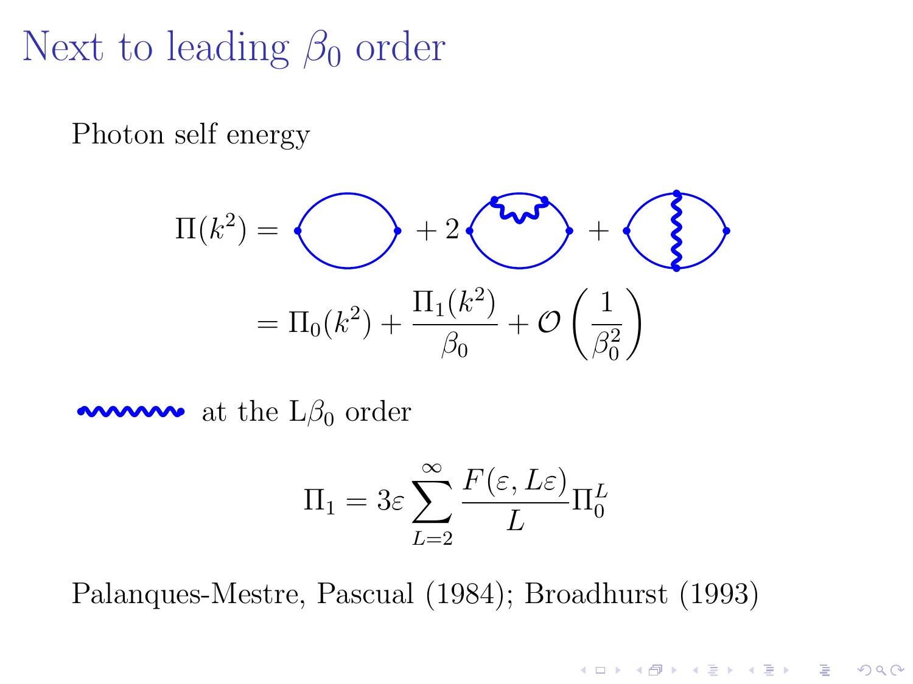# Next to leading $\beta_0$ order

Photon self energy

$$\Pi(k^2) = \quad + 2 \quad + $$

$$= \Pi_0(k^2) + \frac{\Pi_1(k^2)}{\beta_0} + \mathcal{O}\left(\frac{1}{\beta_0^2}\right)$$

at the L$\beta_0$ order

$$\Pi_1 = 3\varepsilon \sum_{L=2}^{\infty} \frac{F(\varepsilon, L\varepsilon)}{L} \Pi_0^L$$

Palanques-Mestre, Pascual (1984); Broadhurst (1993)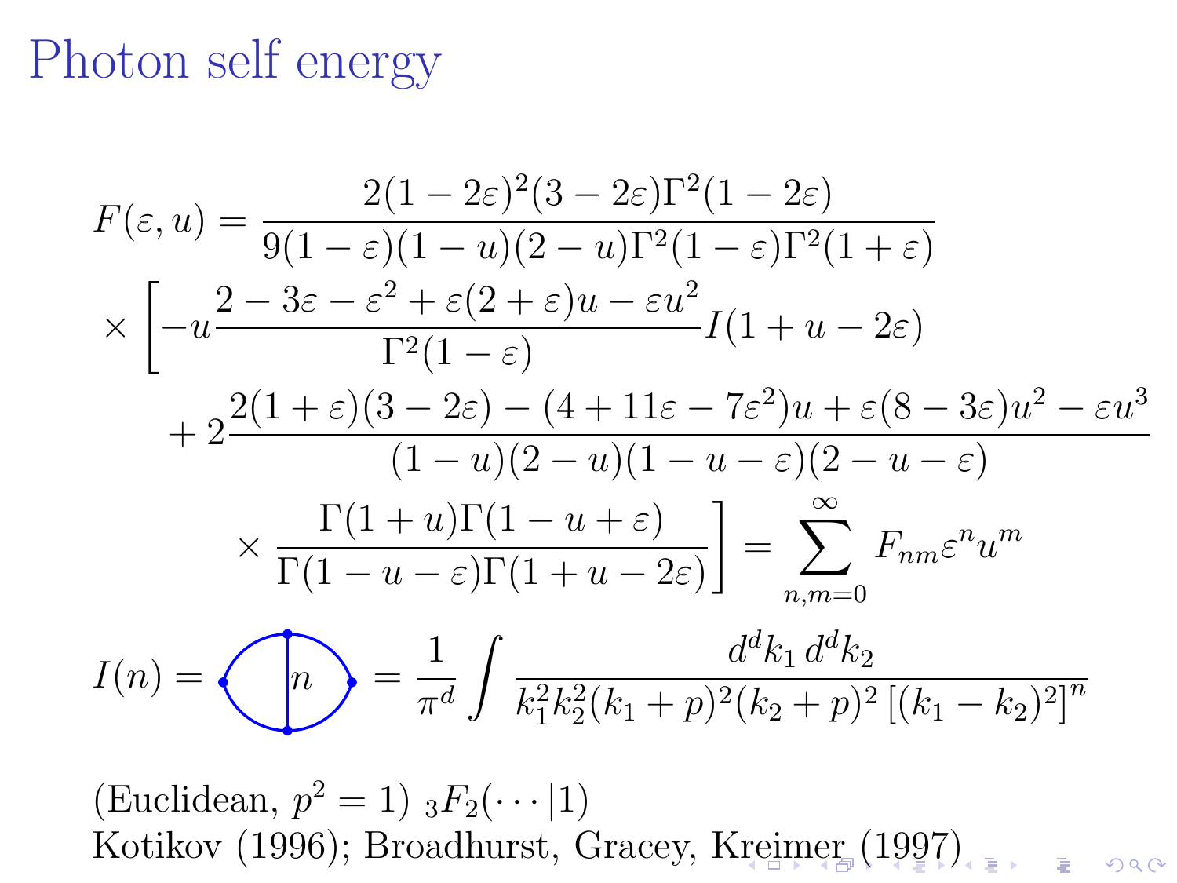# Photon self energy

$$
\begin{aligned}
F(\varepsilon,u) &= \frac{2(1-2\varepsilon)^2(3-2\varepsilon)\Gamma^2(1-2\varepsilon)}{9(1-\varepsilon)(1-u)(2-u)\Gamma^2(1-\varepsilon)\Gamma^2(1+\varepsilon)} \\
&\times \Bigg[ -u\frac{2-3\varepsilon-\varepsilon^2+\varepsilon(2+\varepsilon)u-\varepsilon u^2}{\Gamma^2(1-\varepsilon)} I(1+u-2\varepsilon) \\
&\quad + 2\frac{2(1+\varepsilon)(3-2\varepsilon)-(4+11\varepsilon-7\varepsilon^2)u+\varepsilon(8-3\varepsilon)u^2-\varepsilon u^3}{(1-u)(2-u)(1-u-\varepsilon)(2-u-\varepsilon)} \\
&\qquad \times \frac{\Gamma(1+u)\Gamma(1-u+\varepsilon)}{\Gamma(1-u-\varepsilon)\Gamma(1+u-2\varepsilon)} \Bigg] = \sum_{n,m=0}^{\infty} F_{nm}\varepsilon^n u^m
\end{aligned}
$$

$$
I(n) = [\text{diagram}: n] = \frac{1}{\pi^d}\int \frac{d^dk_1\,d^dk_2}{k_1^2k_2^2(k_1+p)^2(k_2+p)^2\left[(k_1-k_2)^2\right]^n}
$$

(Euclidean, $p^2=1$) ${}_3F_2(\cdots|1)$

Kotikov (1996); Broadhurst, Gracey, Kreimer (1997)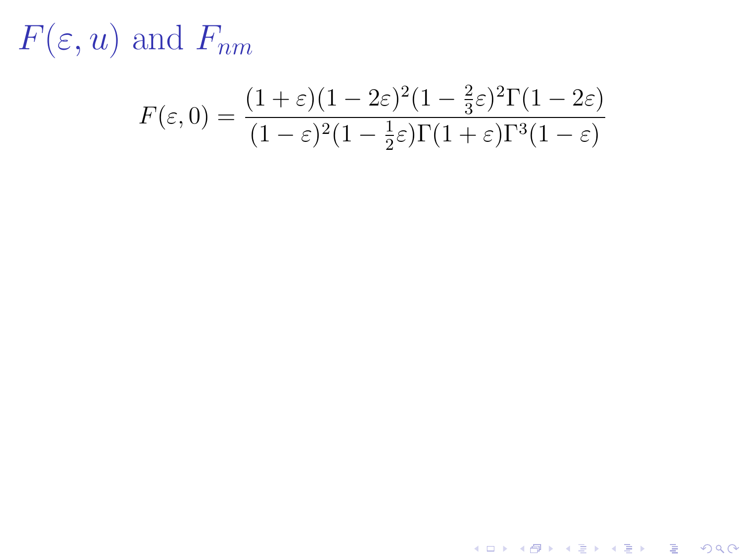# $F(\varepsilon, u)$ and $F_{nm}$

$$F(\varepsilon, 0) = \frac{(1+\varepsilon)(1-2\varepsilon)^2(1-\frac{2}{3}\varepsilon)^2\Gamma(1-2\varepsilon)}{(1-\varepsilon)^2(1-\frac{1}{2}\varepsilon)\Gamma(1+\varepsilon)\Gamma^3(1-\varepsilon)}$$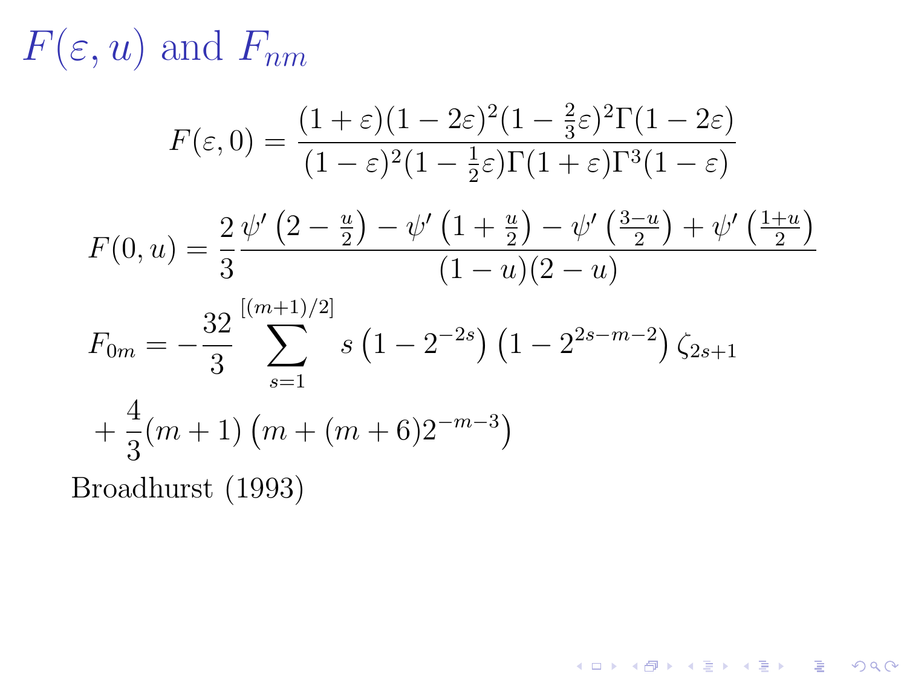# $F(\varepsilon, u)$ and $F_{nm}$

$$F(\varepsilon, 0) = \frac{(1+\varepsilon)(1-2\varepsilon)^2(1-\frac{2}{3}\varepsilon)^2\Gamma(1-2\varepsilon)}{(1-\varepsilon)^2(1-\frac{1}{2}\varepsilon)\Gamma(1+\varepsilon)\Gamma^3(1-\varepsilon)}$$

$$F(0, u) = \frac{2}{3}\frac{\psi'\left(2-\frac{u}{2}\right) - \psi'\left(1+\frac{u}{2}\right) - \psi'\left(\frac{3-u}{2}\right) + \psi'\left(\frac{1+u}{2}\right)}{(1-u)(2-u)}$$

$$F_{0m} = -\frac{32}{3}\sum_{s=1}^{[(m+1)/2]} s\left(1-2^{-2s}\right)\left(1-2^{2s-m-2}\right)\zeta_{2s+1}$$

$$+\frac{4}{3}(m+1)\left(m+(m+6)2^{-m-3}\right)$$

Broadhurst (1993)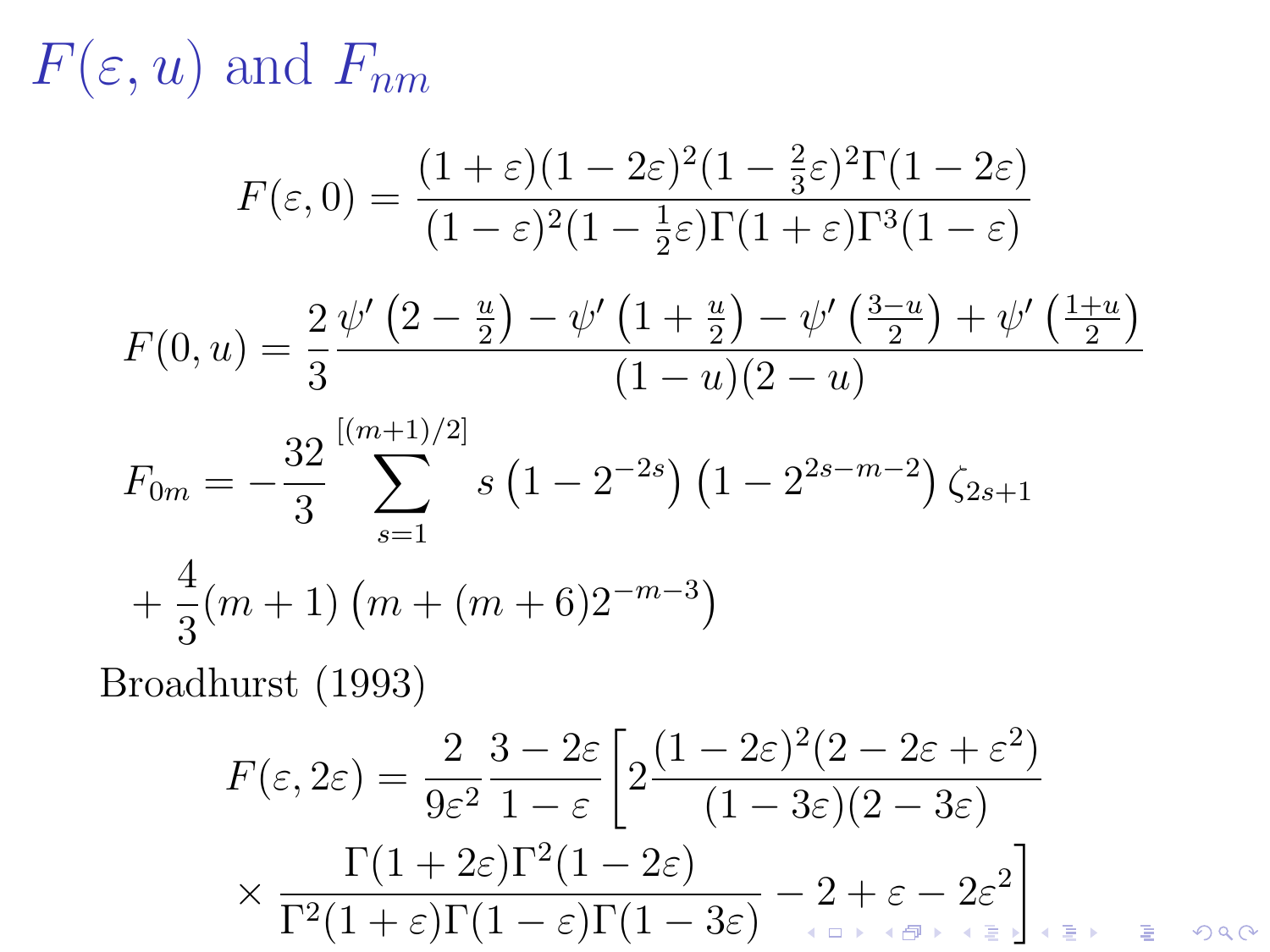# $F(\varepsilon, u)$ and $F_{nm}$

$$F(\varepsilon,0) = \frac{(1+\varepsilon)(1-2\varepsilon)^2(1-\frac{2}{3}\varepsilon)^2\Gamma(1-2\varepsilon)}{(1-\varepsilon)^2(1-\frac{1}{2}\varepsilon)\Gamma(1+\varepsilon)\Gamma^3(1-\varepsilon)}$$

$$F(0,u) = \frac{2}{3}\frac{\psi'\left(2-\frac{u}{2}\right) - \psi'\left(1+\frac{u}{2}\right) - \psi'\left(\frac{3-u}{2}\right) + \psi'\left(\frac{1+u}{2}\right)}{(1-u)(2-u)}$$

$$F_{0m} = -\frac{32}{3}\sum_{s=1}^{[(m+1)/2]} s\left(1-2^{-2s}\right)\left(1-2^{2s-m-2}\right)\zeta_{2s+1}$$

$$+\frac{4}{3}(m+1)\left(m+(m+6)2^{-m-3}\right)$$

Broadhurst (1993)

$$F(\varepsilon,2\varepsilon) = \frac{2}{9\varepsilon^2}\frac{3-2\varepsilon}{1-\varepsilon}\left[2\frac{(1-2\varepsilon)^2(2-2\varepsilon+\varepsilon^2)}{(1-3\varepsilon)(2-3\varepsilon)} \times \frac{\Gamma(1+2\varepsilon)\Gamma^2(1-2\varepsilon)}{\Gamma^2(1+\varepsilon)\Gamma(1-\varepsilon)\Gamma(1-3\varepsilon)} - 2 + \varepsilon - 2\varepsilon^2\right]$$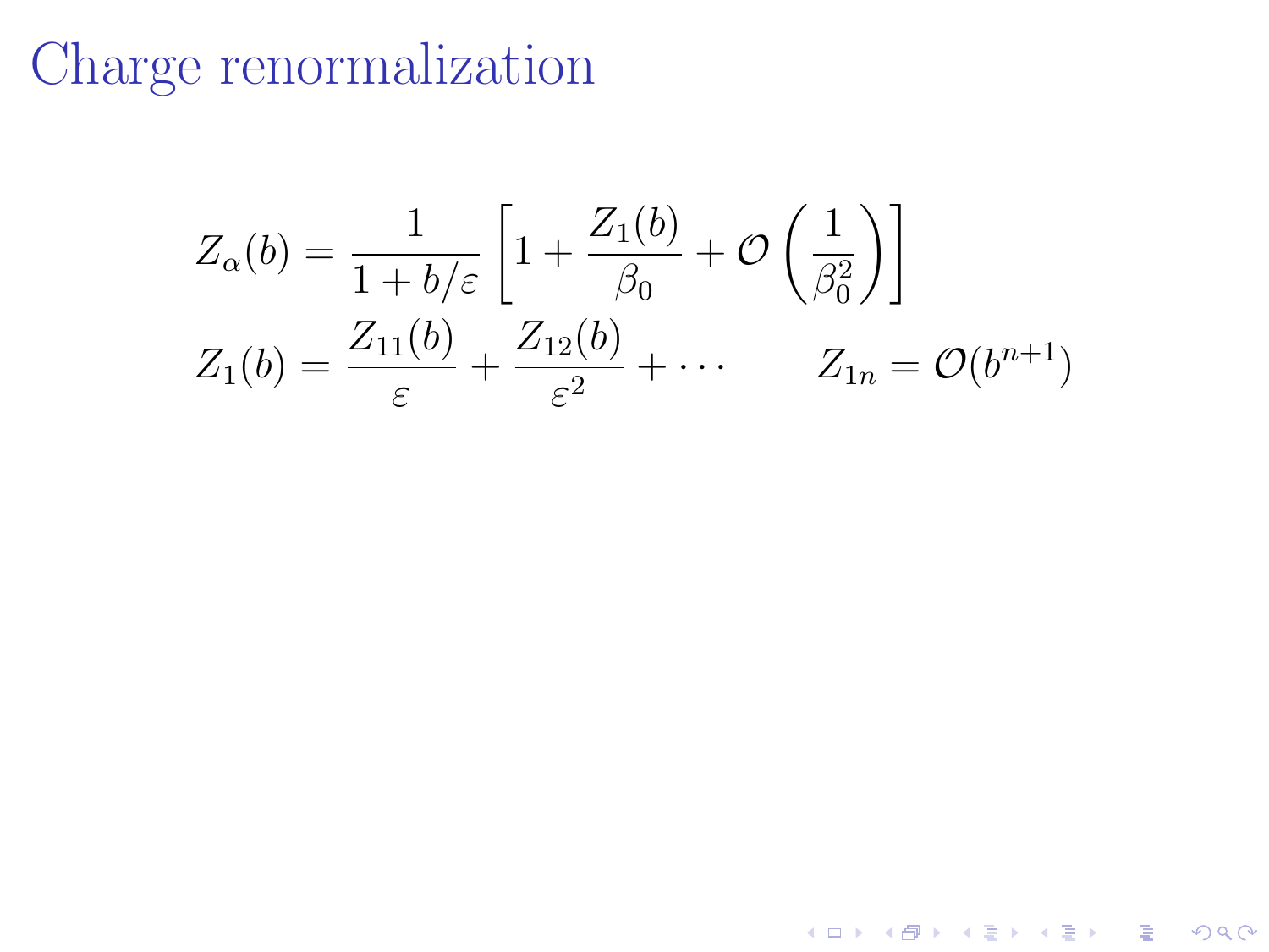# Charge renormalization

$$Z_\alpha(b) = \frac{1}{1 + b/\varepsilon}\left[1 + \frac{Z_1(b)}{\beta_0} + \mathcal{O}\left(\frac{1}{\beta_0^2}\right)\right]$$

$$Z_1(b) = \frac{Z_{11}(b)}{\varepsilon} + \frac{Z_{12}(b)}{\varepsilon^2} + \cdots \qquad Z_{1n} = \mathcal{O}(b^{n+1})$$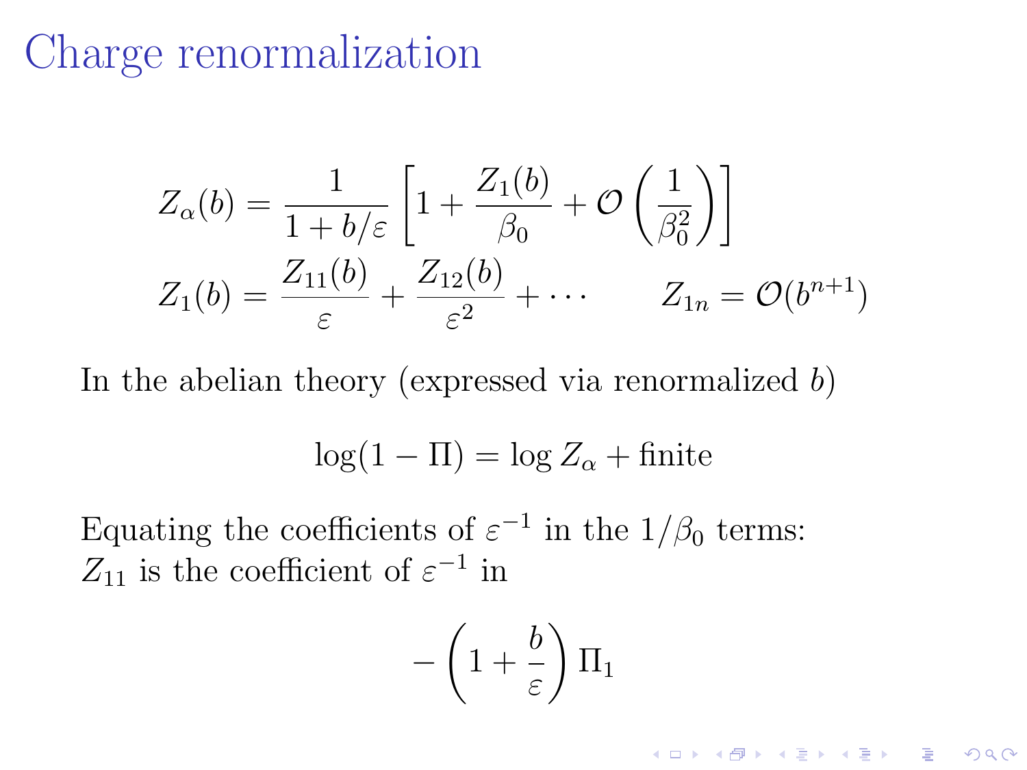# Charge renormalization

$$Z_\alpha(b) = \frac{1}{1 + b/\varepsilon}\left[1 + \frac{Z_1(b)}{\beta_0} + \mathcal{O}\left(\frac{1}{\beta_0^2}\right)\right]$$

$$Z_1(b) = \frac{Z_{11}(b)}{\varepsilon} + \frac{Z_{12}(b)}{\varepsilon^2} + \cdots \qquad Z_{1n} = \mathcal{O}(b^{n+1})$$

In the abelian theory (expressed via renormalized $b$)

$$\log(1 - \Pi) = \log Z_\alpha + \text{finite}$$

Equating the coefficients of $\varepsilon^{-1}$ in the $1/\beta_0$ terms:
$Z_{11}$ is the coefficient of $\varepsilon^{-1}$ in

$$-\left(1 + \frac{b}{\varepsilon}\right)\Pi_1$$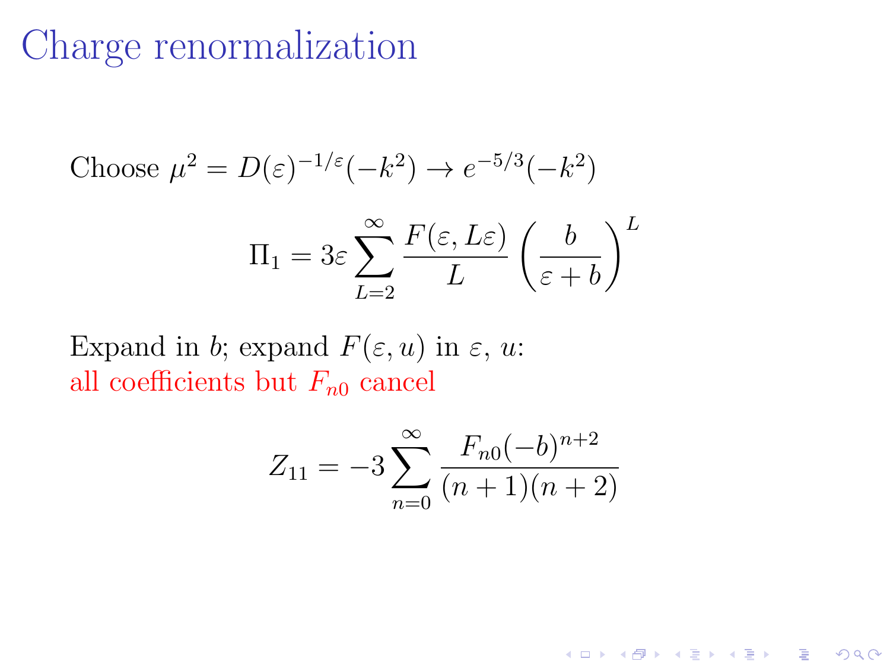# Charge renormalization

Choose $\mu^2 = D(\varepsilon)^{-1/\varepsilon}(-k^2) \to e^{-5/3}(-k^2)$

$$\Pi_1 = 3\varepsilon \sum_{L=2}^{\infty} \frac{F(\varepsilon, L\varepsilon)}{L} \left(\frac{b}{\varepsilon + b}\right)^L$$

Expand in $b$; expand $F(\varepsilon, u)$ in $\varepsilon$, $u$:
all coefficients but $F_{n0}$ cancel

$$Z_{11} = -3 \sum_{n=0}^{\infty} \frac{F_{n0}(-b)^{n+2}}{(n+1)(n+2)}$$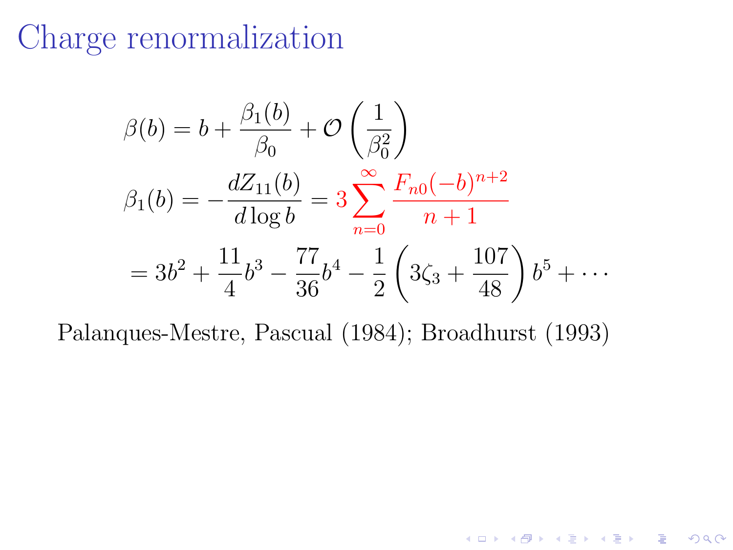# Charge renormalization

$$
\beta(b) = b + \frac{\beta_1(b)}{\beta_0} + \mathcal{O}\left(\frac{1}{\beta_0^2}\right)
$$

$$
\beta_1(b) = -\frac{dZ_{11}(b)}{d\log b} = 3\sum_{n=0}^{\infty} \frac{F_{n0}(-b)^{n+2}}{n+1}
$$

$$
= 3b^2 + \frac{11}{4}b^3 - \frac{77}{36}b^4 - \frac{1}{2}\left(3\zeta_3 + \frac{107}{48}\right)b^5 + \cdots
$$

Palanques-Mestre, Pascual (1984); Broadhurst (1993)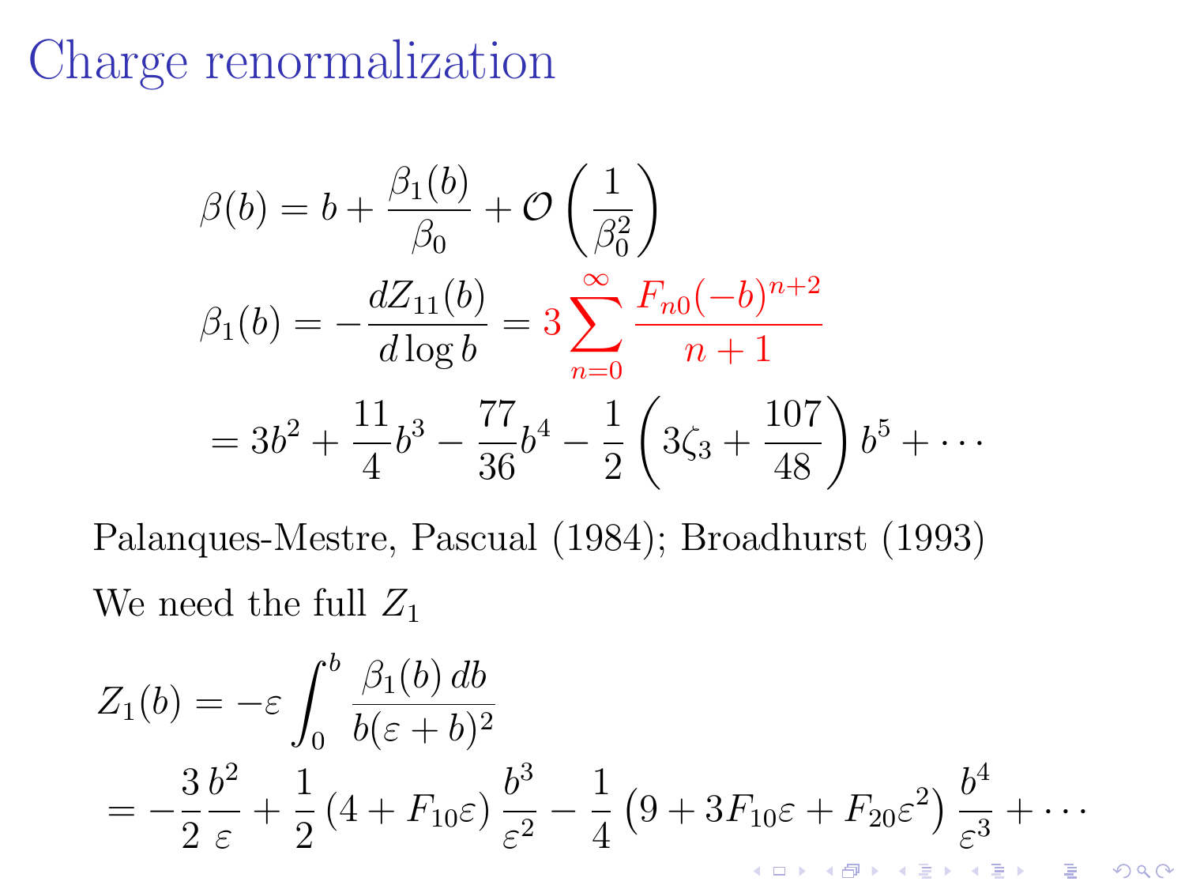# Charge renormalization

$$\beta(b) = b + \frac{\beta_1(b)}{\beta_0} + \mathcal{O}\left(\frac{1}{\beta_0^2}\right)$$

$$\beta_1(b) = -\frac{dZ_{11}(b)}{d\log b} = 3\sum_{n=0}^{\infty} \frac{F_{n0}(-b)^{n+2}}{n+1}$$

$$= 3b^2 + \frac{11}{4}b^3 - \frac{77}{36}b^4 - \frac{1}{2}\left(3\zeta_3 + \frac{107}{48}\right)b^5 + \cdots$$

Palanques-Mestre, Pascual (1984); Broadhurst (1993)

We need the full $Z_1$

$$Z_1(b) = -\varepsilon \int_0^b \frac{\beta_1(b)\,db}{b(\varepsilon + b)^2}$$

$$= -\frac{3}{2}\frac{b^2}{\varepsilon} + \frac{1}{2}\left(4 + F_{10}\varepsilon\right)\frac{b^3}{\varepsilon^2} - \frac{1}{4}\left(9 + 3F_{10}\varepsilon + F_{20}\varepsilon^2\right)\frac{b^4}{\varepsilon^3} + \cdots$$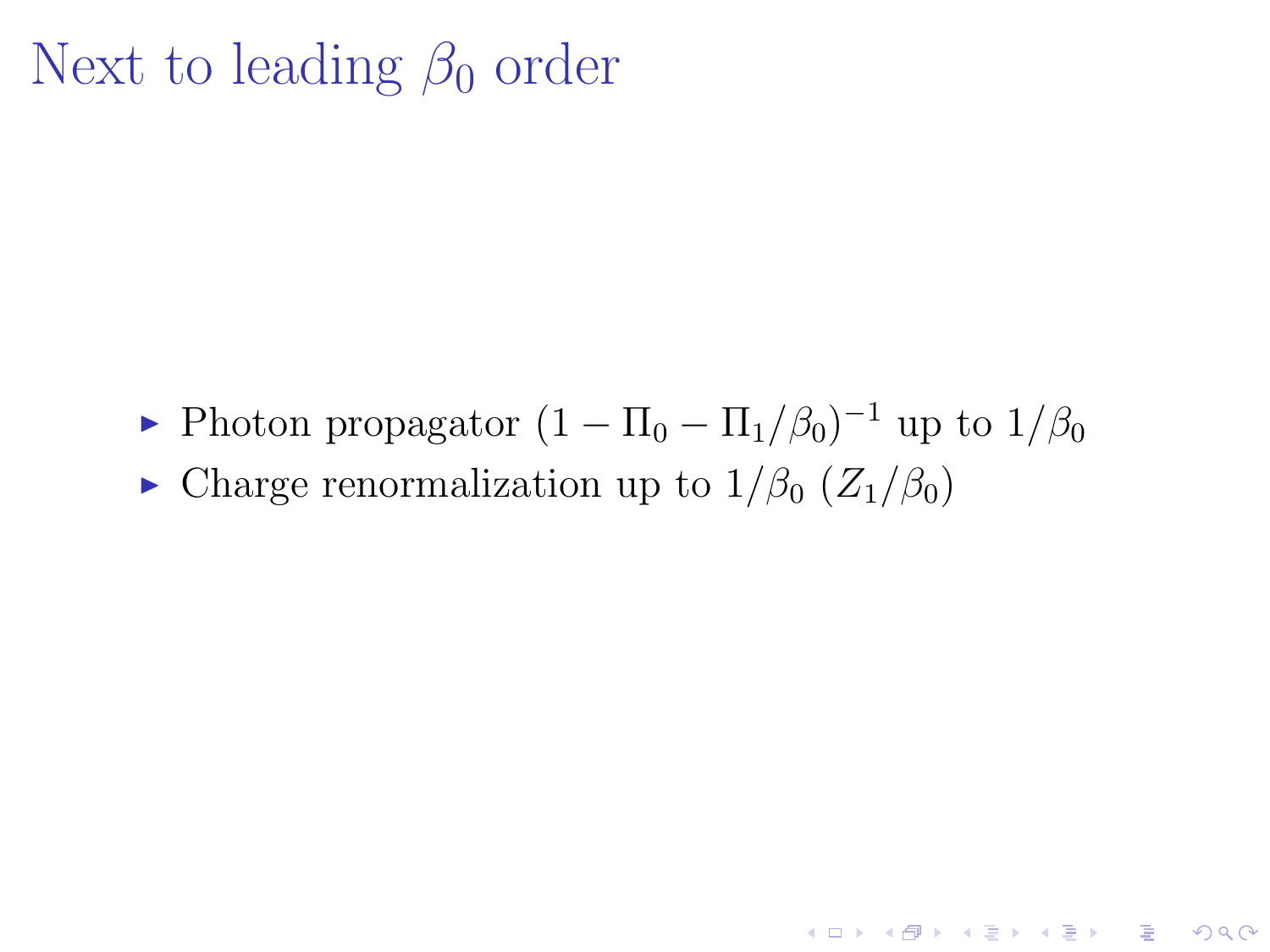# Next to leading $\beta_0$ order

- Photon propagator $(1 - \Pi_0 - \Pi_1/\beta_0)^{-1}$ up to $1/\beta_0$
- Charge renormalization up to $1/\beta_0$ $(Z_1/\beta_0)$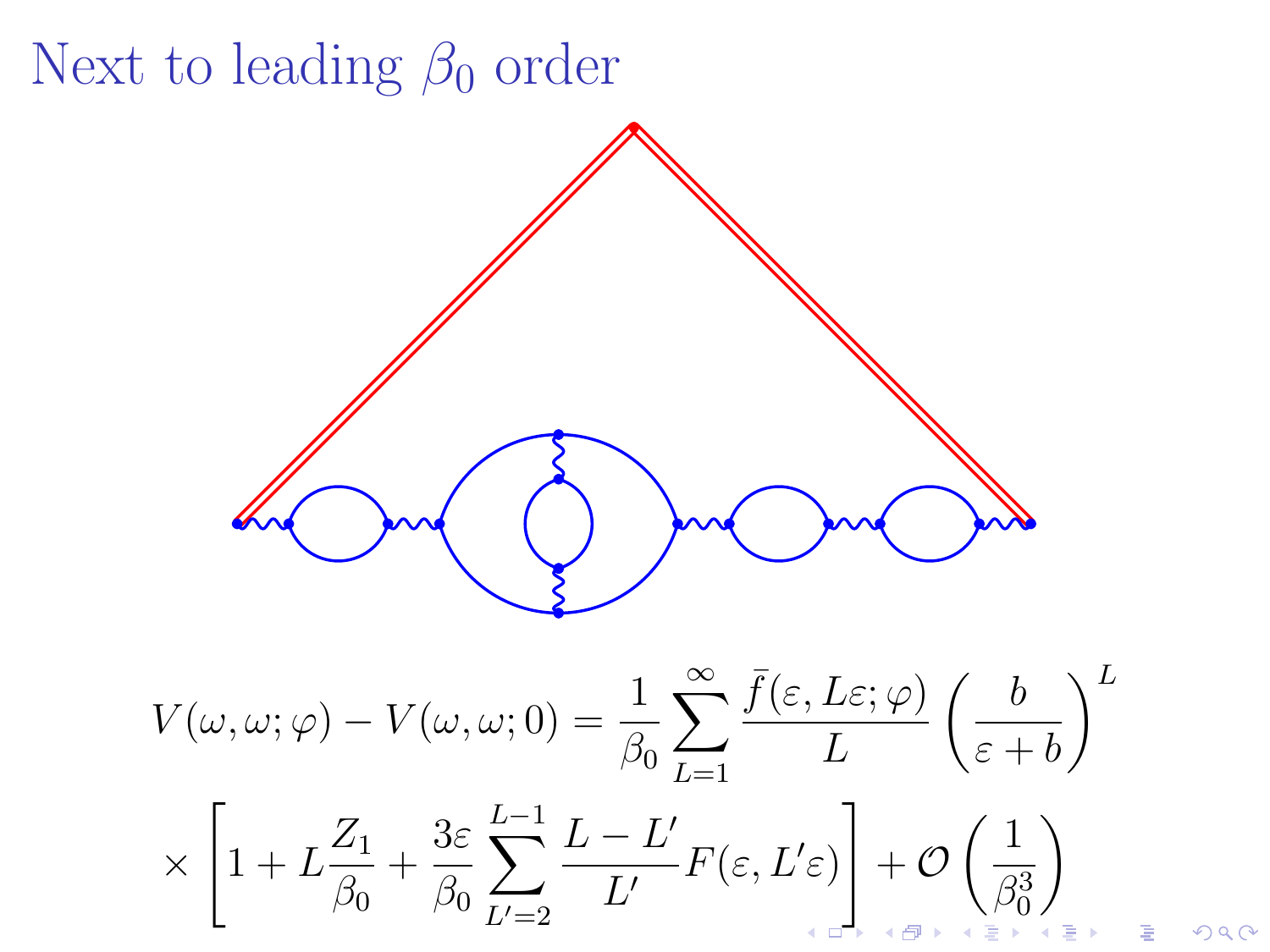# Next to leading $\beta_0$ order

$$V(\omega,\omega;\varphi) - V(\omega,\omega;0) = \frac{1}{\beta_0} \sum_{L=1}^{\infty} \frac{\bar{f}(\varepsilon, L\varepsilon;\varphi)}{L} \left(\frac{b}{\varepsilon+b}\right)^L$$

$$\times \left[1 + L\frac{Z_1}{\beta_0} + \frac{3\varepsilon}{\beta_0} \sum_{L'=2}^{L-1} \frac{L-L'}{L'} F(\varepsilon, L'\varepsilon)\right] + \mathcal{O}\left(\frac{1}{\beta_0^3}\right)$$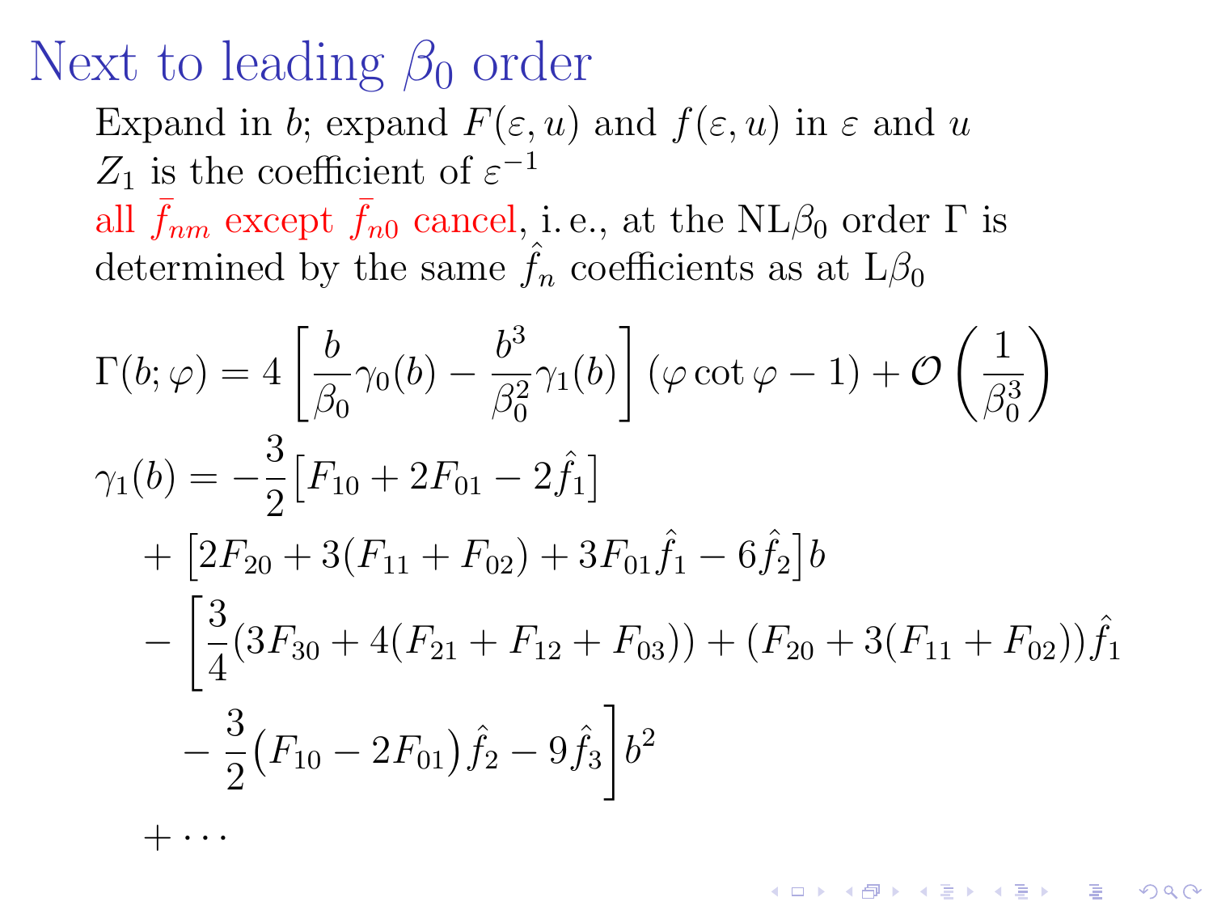# Next to leading $\beta_0$ order

Expand in $b$; expand $F(\varepsilon, u)$ and $f(\varepsilon, u)$ in $\varepsilon$ and $u$

$Z_1$ is the coefficient of $\varepsilon^{-1}$

all $\bar{f}_{nm}$ except $\bar{f}_{n0}$ cancel, i. e., at the NL$\beta_0$ order $\Gamma$ is determined by the same $\hat{f}_n$ coefficients as at L$\beta_0$

$$
\Gamma(b;\varphi) = 4\left[\frac{b}{\beta_0}\gamma_0(b) - \frac{b^3}{\beta_0^2}\gamma_1(b)\right](\varphi\cot\varphi - 1) + \mathcal{O}\left(\frac{1}{\beta_0^3}\right)
$$

$$
\begin{aligned}
\gamma_1(b) = {} & -\frac{3}{2}\left[F_{10} + 2F_{01} - 2\hat{f}_1\right] \\
& + \left[2F_{20} + 3(F_{11} + F_{02}) + 3F_{01}\hat{f}_1 - 6\hat{f}_2\right] b \\
& - \bigg[\frac{3}{4}(3F_{30} + 4(F_{21} + F_{12} + F_{03})) + (F_{20} + 3(F_{11} + F_{02}))\hat{f}_1 \\
& \quad - \frac{3}{2}\left(F_{10} - 2F_{01}\right)\hat{f}_2 - 9\hat{f}_3\bigg] b^2 \\
& + \cdots
\end{aligned}
$$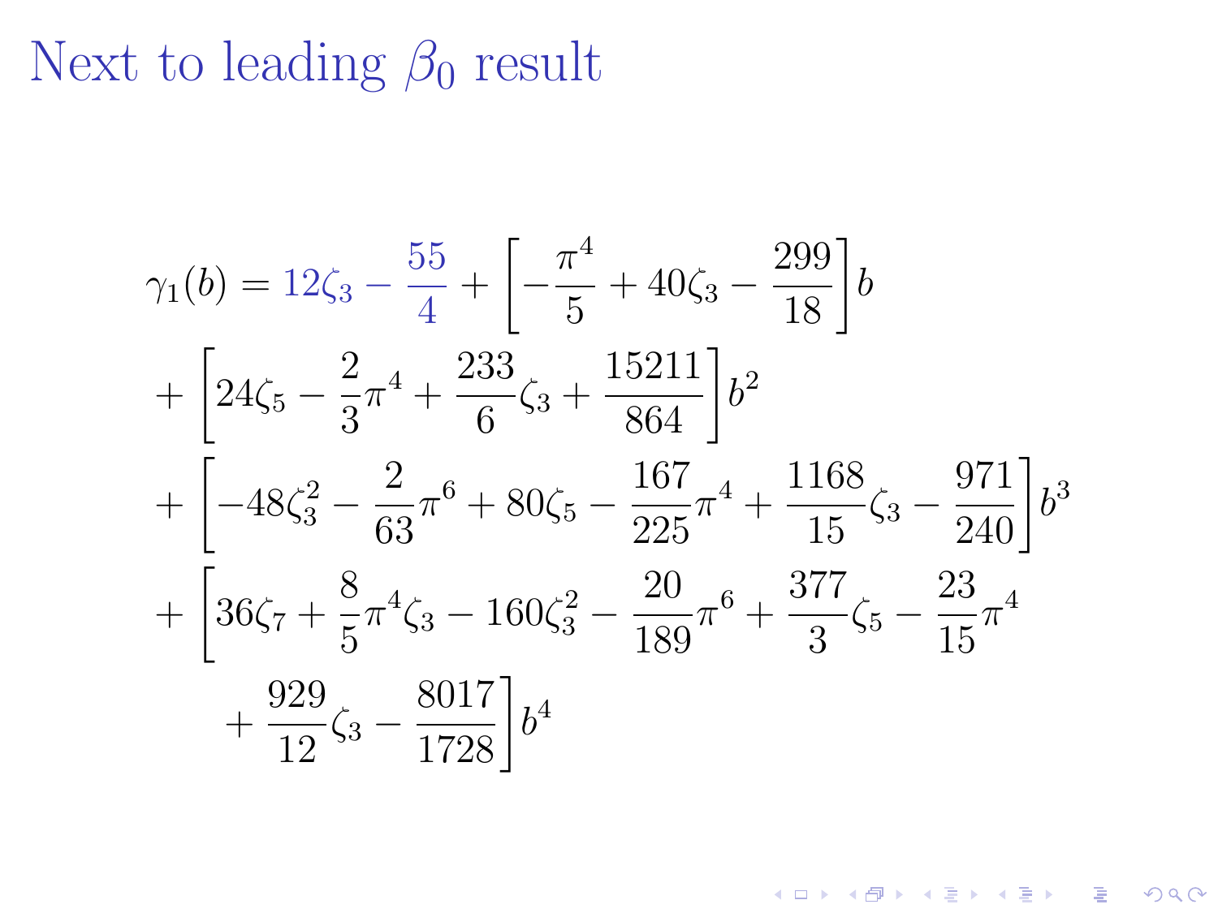# Next to leading $\beta_0$ result

$$
\begin{aligned}
\gamma_1(b) &= 12\zeta_3 - \frac{55}{4} + \left[ -\frac{\pi^4}{5} + 40\zeta_3 - \frac{299}{18} \right] b \\
&+ \left[ 24\zeta_5 - \frac{2}{3}\pi^4 + \frac{233}{6}\zeta_3 + \frac{15211}{864} \right] b^2 \\
&+ \left[ -48\zeta_3^2 - \frac{2}{63}\pi^6 + 80\zeta_5 - \frac{167}{225}\pi^4 + \frac{1168}{15}\zeta_3 - \frac{971}{240} \right] b^3 \\
&+ \left[ 36\zeta_7 + \frac{8}{5}\pi^4\zeta_3 - 160\zeta_3^2 - \frac{20}{189}\pi^6 + \frac{377}{3}\zeta_5 - \frac{23}{15}\pi^4 \right. \\
&\qquad \left. + \frac{929}{12}\zeta_3 - \frac{8017}{1728} \right] b^4
\end{aligned}
$$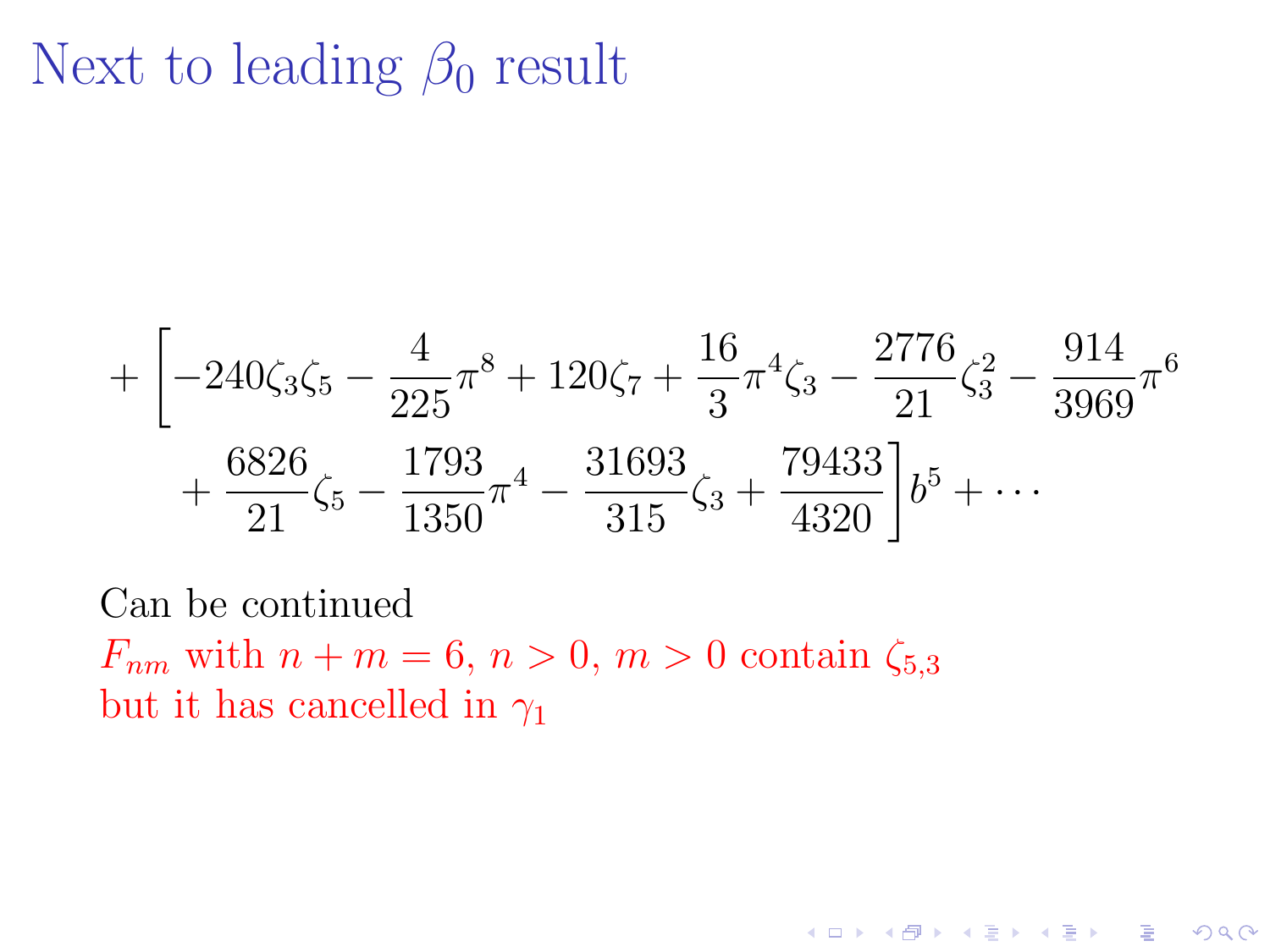# Next to leading $\beta_0$ result

$$
+ \Bigg[ -240\zeta_3\zeta_5 - \frac{4}{225}\pi^8 + 120\zeta_7 + \frac{16}{3}\pi^4\zeta_3 - \frac{2776}{21}\zeta_3^2 - \frac{914}{3969}\pi^6
+ \frac{6826}{21}\zeta_5 - \frac{1793}{1350}\pi^4 - \frac{31693}{315}\zeta_3 + \frac{79433}{4320} \Bigg] b^5 + \cdots
$$

Can be continued

$F_{nm}$ with $n + m = 6$, $n > 0$, $m > 0$ contain $\zeta_{5,3}$

but it has cancelled in $\gamma_1$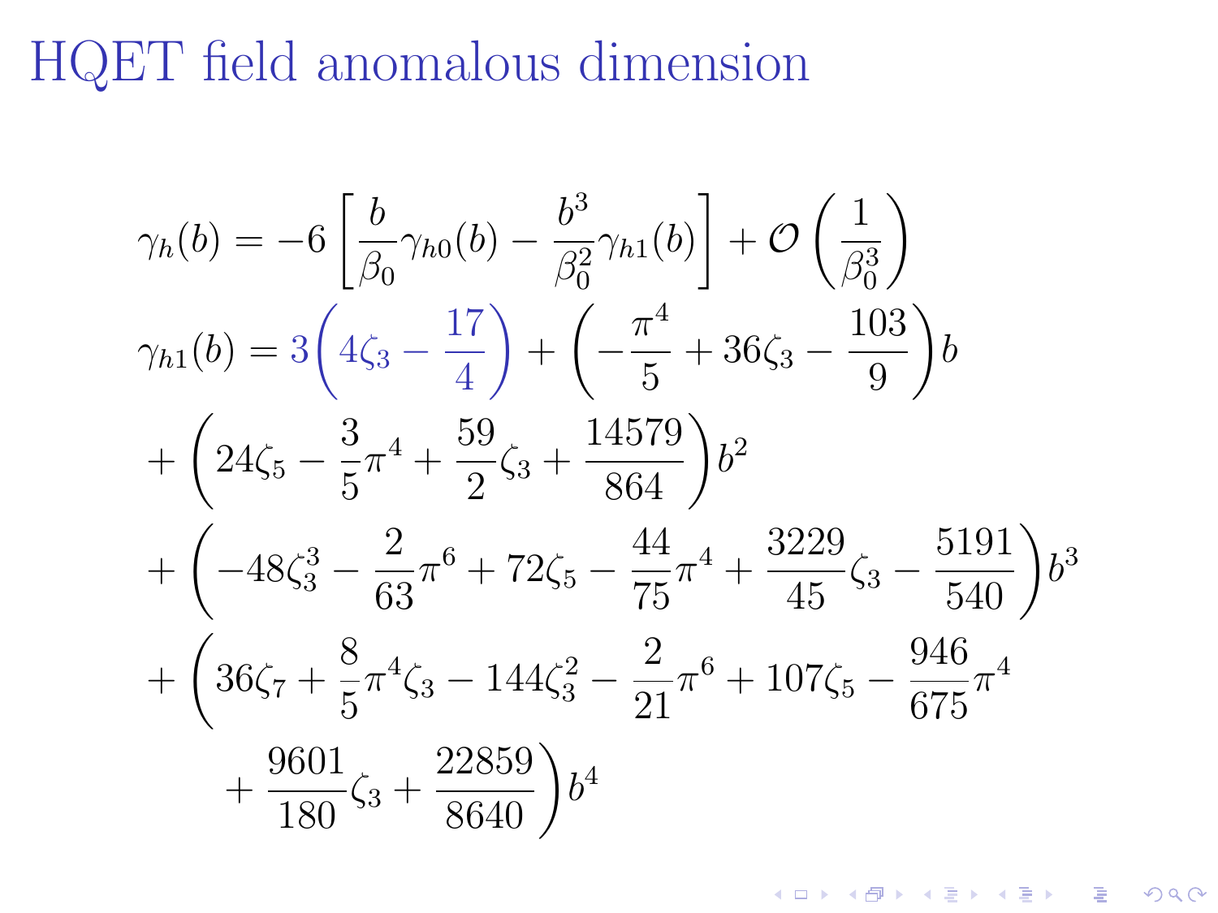# HQET field anomalous dimension

$$\gamma_h(b) = -6\left[\frac{b}{\beta_0}\gamma_{h0}(b) - \frac{b^3}{\beta_0^2}\gamma_{h1}(b)\right] + \mathcal{O}\left(\frac{1}{\beta_0^3}\right)$$

$$\begin{aligned}
\gamma_{h1}(b) &= 3\left(4\zeta_3 - \frac{17}{4}\right) + \left(-\frac{\pi^4}{5} + 36\zeta_3 - \frac{103}{9}\right)b \\
&+ \left(24\zeta_5 - \frac{3}{5}\pi^4 + \frac{59}{2}\zeta_3 + \frac{14579}{864}\right)b^2 \\
&+ \left(-48\zeta_3^3 - \frac{2}{63}\pi^6 + 72\zeta_5 - \frac{44}{75}\pi^4 + \frac{3229}{45}\zeta_3 - \frac{5191}{540}\right)b^3 \\
&+ \left(36\zeta_7 + \frac{8}{5}\pi^4\zeta_3 - 144\zeta_3^2 - \frac{2}{21}\pi^6 + 107\zeta_5 - \frac{946}{675}\pi^4 \right. \\
&\qquad \left. + \frac{9601}{180}\zeta_3 + \frac{22859}{8640}\right)b^4
\end{aligned}$$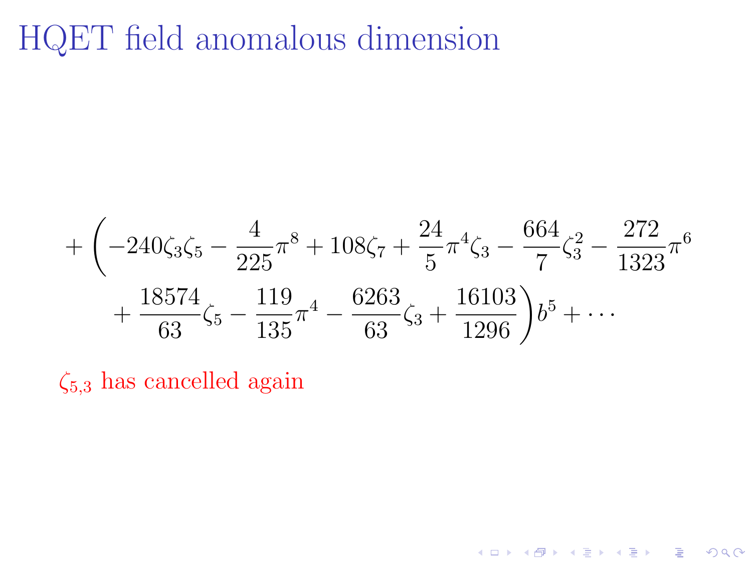# HQET field anomalous dimension

$$
+\left(-240\zeta_3\zeta_5 - \frac{4}{225}\pi^8 + 108\zeta_7 + \frac{24}{5}\pi^4\zeta_3 - \frac{664}{7}\zeta_3^2 - \frac{272}{1323}\pi^6 + \frac{18574}{63}\zeta_5 - \frac{119}{135}\pi^4 - \frac{6263}{63}\zeta_3 + \frac{16103}{1296}\right)b^5 + \cdots
$$

$\zeta_{5,3}$ has cancelled again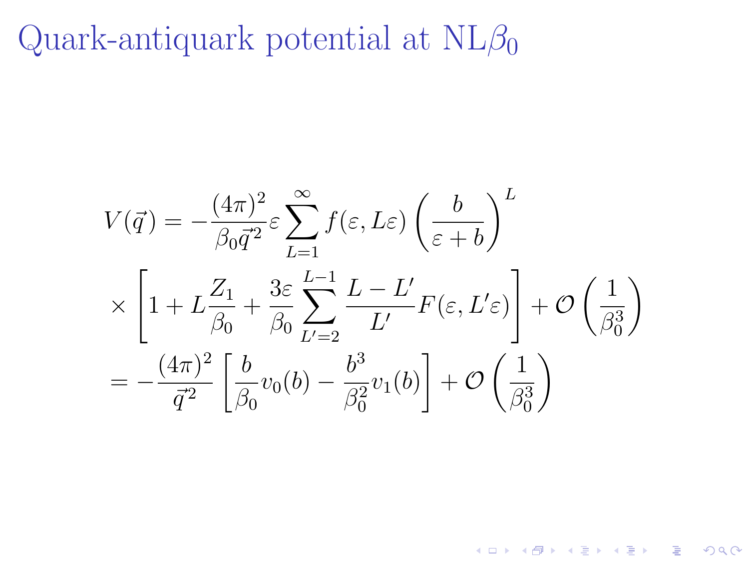# Quark-antiquark potential at NL$\beta_0$

$$
\begin{aligned}
V(\vec{q}) &= -\frac{(4\pi)^2}{\beta_0 \vec{q}^2}\varepsilon \sum_{L=1}^{\infty} f(\varepsilon, L\varepsilon)\left(\frac{b}{\varepsilon + b}\right)^L \\
&\times \left[1 + L\frac{Z_1}{\beta_0} + \frac{3\varepsilon}{\beta_0}\sum_{L'=2}^{L-1}\frac{L-L'}{L'}F(\varepsilon, L'\varepsilon)\right] + \mathcal{O}\left(\frac{1}{\beta_0^3}\right) \\
&= -\frac{(4\pi)^2}{\vec{q}^2}\left[\frac{b}{\beta_0}v_0(b) - \frac{b^3}{\beta_0^2}v_1(b)\right] + \mathcal{O}\left(\frac{1}{\beta_0^3}\right)
\end{aligned}
$$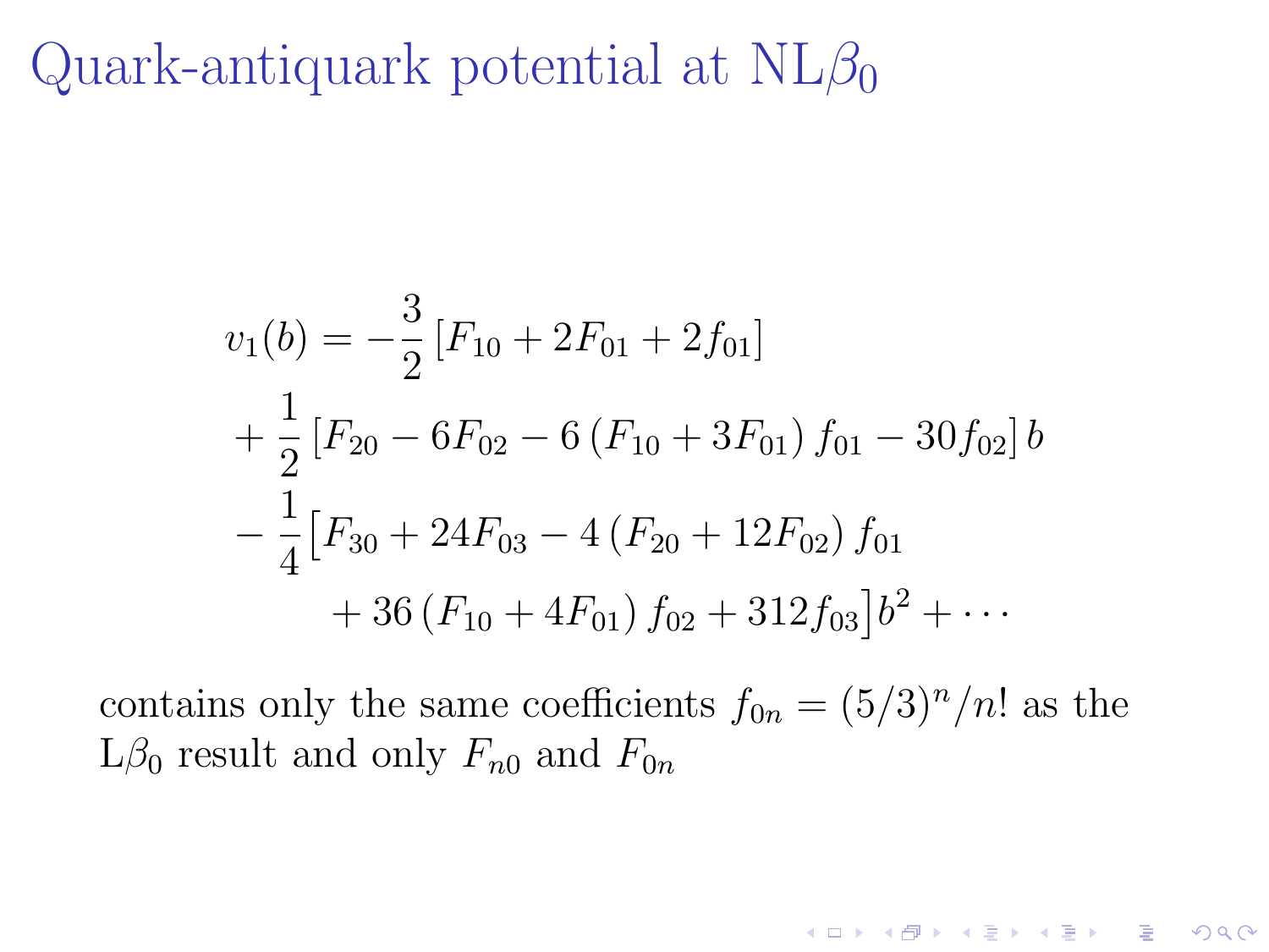# Quark-antiquark potential at NL$\beta_0$

$$
\begin{aligned}
v_1(b) = &-\frac{3}{2}\left[F_{10} + 2F_{01} + 2f_{01}\right] \\
&+ \frac{1}{2}\left[F_{20} - 6F_{02} - 6\left(F_{10} + 3F_{01}\right) f_{01} - 30 f_{02}\right] b \\
&- \frac{1}{4}\Big[F_{30} + 24F_{03} - 4\left(F_{20} + 12F_{02}\right) f_{01} \\
&\qquad + 36\left(F_{10} + 4F_{01}\right) f_{02} + 312 f_{03}\Big] b^2 + \cdots
\end{aligned}
$$

contains only the same coefficients $f_{0n} = (5/3)^n/n!$ as the L$\beta_0$ result and only $F_{n0}$ and $F_{0n}$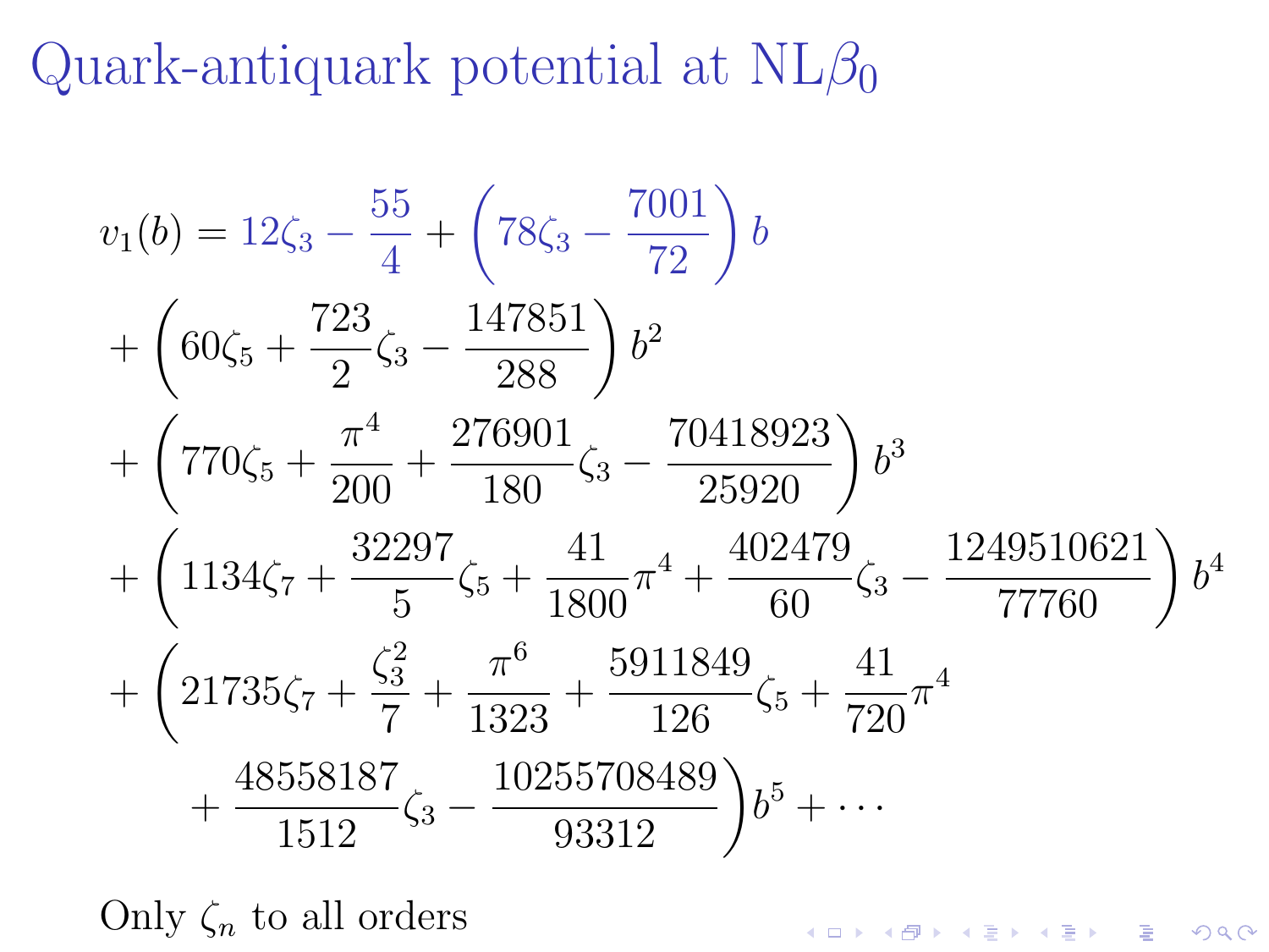# Quark-antiquark potential at NL$\beta_0$

$$
\begin{aligned}
v_1(b) = {} & 12\zeta_3 - \frac{55}{4} + \left(78\zeta_3 - \frac{7001}{72}\right) b \\
& + \left(60\zeta_5 + \frac{723}{2}\zeta_3 - \frac{147851}{288}\right) b^2 \\
& + \left(770\zeta_5 + \frac{\pi^4}{200} + \frac{276901}{180}\zeta_3 - \frac{70418923}{25920}\right) b^3 \\
& + \left(1134\zeta_7 + \frac{32297}{5}\zeta_5 + \frac{41}{1800}\pi^4 + \frac{402479}{60}\zeta_3 - \frac{1249510621}{77760}\right) b^4 \\
& + \left(21735\zeta_7 + \frac{\zeta_3^2}{7} + \frac{\pi^6}{1323} + \frac{5911849}{126}\zeta_5 + \frac{41}{720}\pi^4 \right. \\
& \qquad \left. + \frac{48558187}{1512}\zeta_3 - \frac{10255708489}{93312}\right) b^5 + \cdots
\end{aligned}
$$

Only $\zeta_n$ to all orders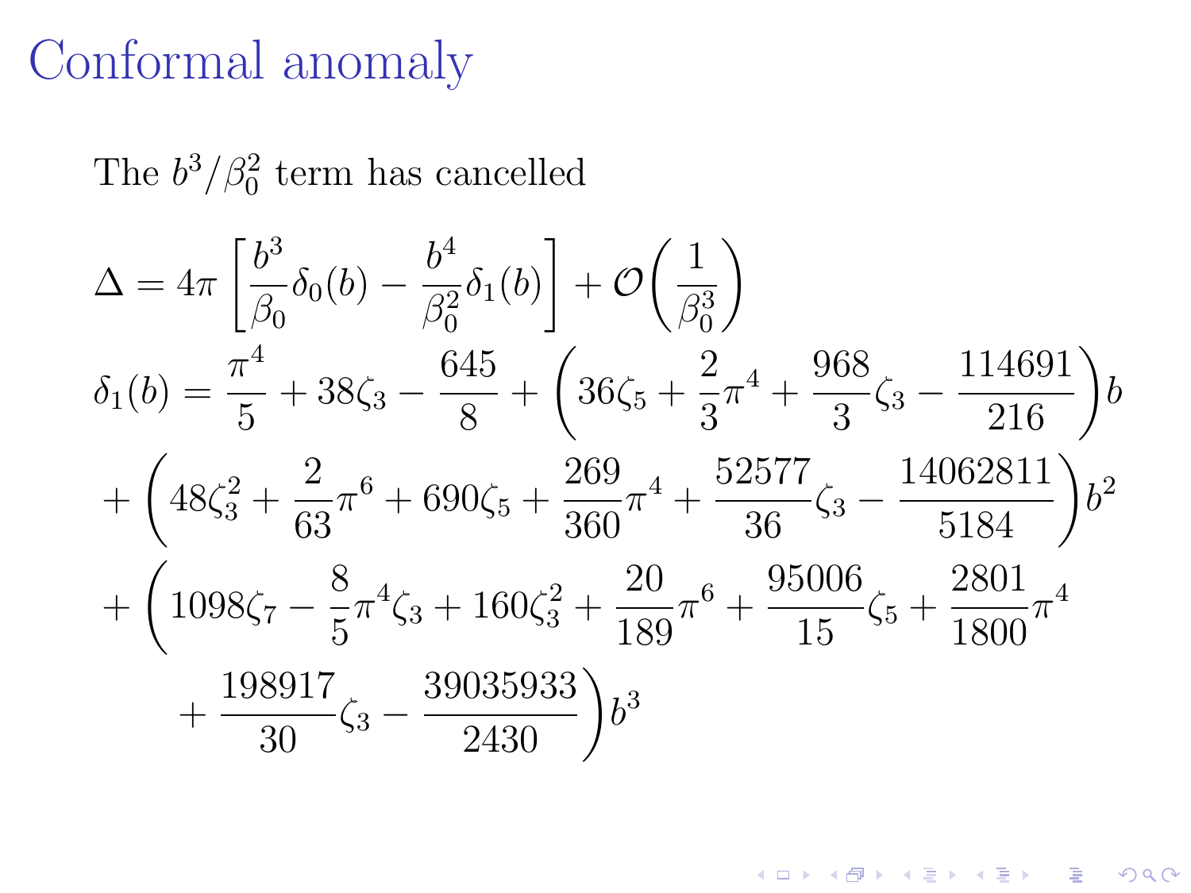# Conformal anomaly

The $b^3/\beta_0^2$ term has cancelled

$$
\Delta = 4\pi \left[ \frac{b^3}{\beta_0} \delta_0(b) - \frac{b^4}{\beta_0^2} \delta_1(b) \right] + \mathcal{O}\left( \frac{1}{\beta_0^3} \right)
$$

$$
\begin{aligned}
\delta_1(b) = {} & \frac{\pi^4}{5} + 38\zeta_3 - \frac{645}{8} + \left( 36\zeta_5 + \frac{2}{3}\pi^4 + \frac{968}{3}\zeta_3 - \frac{114691}{216} \right) b \\
& + \left( 48\zeta_3^2 + \frac{2}{63}\pi^6 + 690\zeta_5 + \frac{269}{360}\pi^4 + \frac{52577}{36}\zeta_3 - \frac{14062811}{5184} \right) b^2 \\
& + \left( 1098\zeta_7 - \frac{8}{5}\pi^4\zeta_3 + 160\zeta_3^2 + \frac{20}{189}\pi^6 + \frac{95006}{15}\zeta_5 + \frac{2801}{1800}\pi^4 \right. \\
& \qquad \left. + \frac{198917}{30}\zeta_3 - \frac{39035933}{2430} \right) b^3
\end{aligned}
$$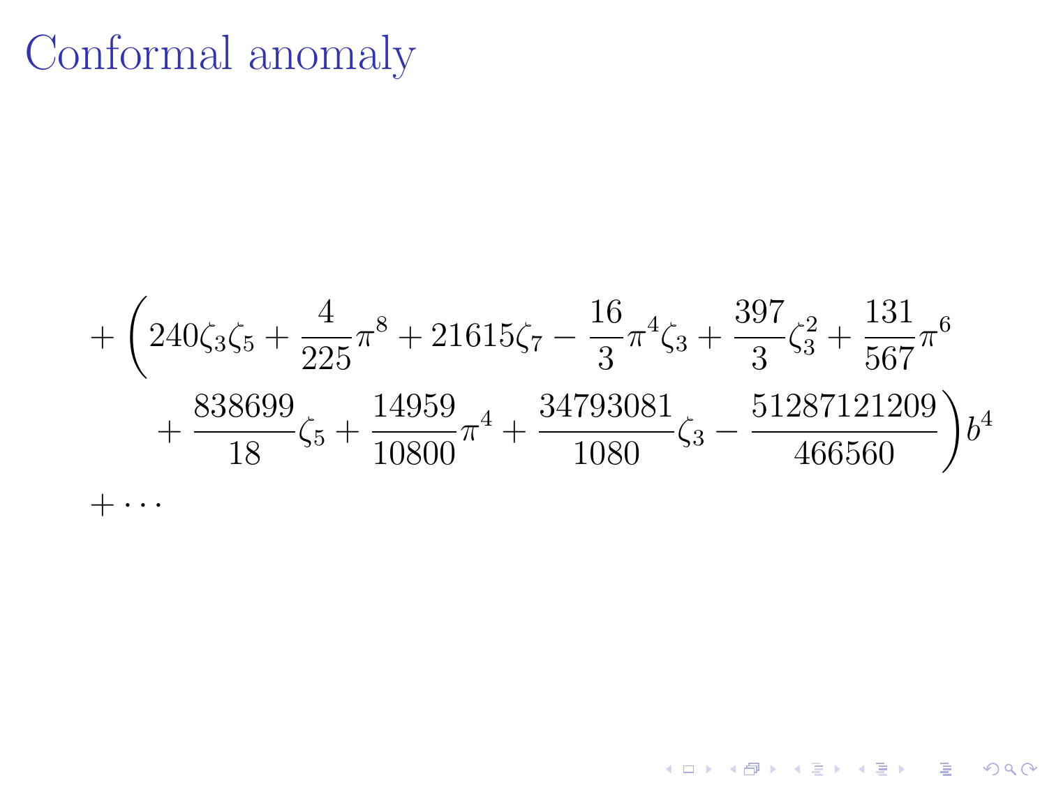# Conformal anomaly

$$
\begin{aligned}
&+ \Bigg( 240\zeta_3\zeta_5 + \frac{4}{225}\pi^8 + 21615\zeta_7 - \frac{16}{3}\pi^4\zeta_3 + \frac{397}{3}\zeta_3^2 + \frac{131}{567}\pi^6 \\
&\quad + \frac{838699}{18}\zeta_5 + \frac{14959}{10800}\pi^4 + \frac{34793081}{1080}\zeta_3 - \frac{51287121209}{466560} \Bigg) b^4 \\
&+ \cdots
\end{aligned}
$$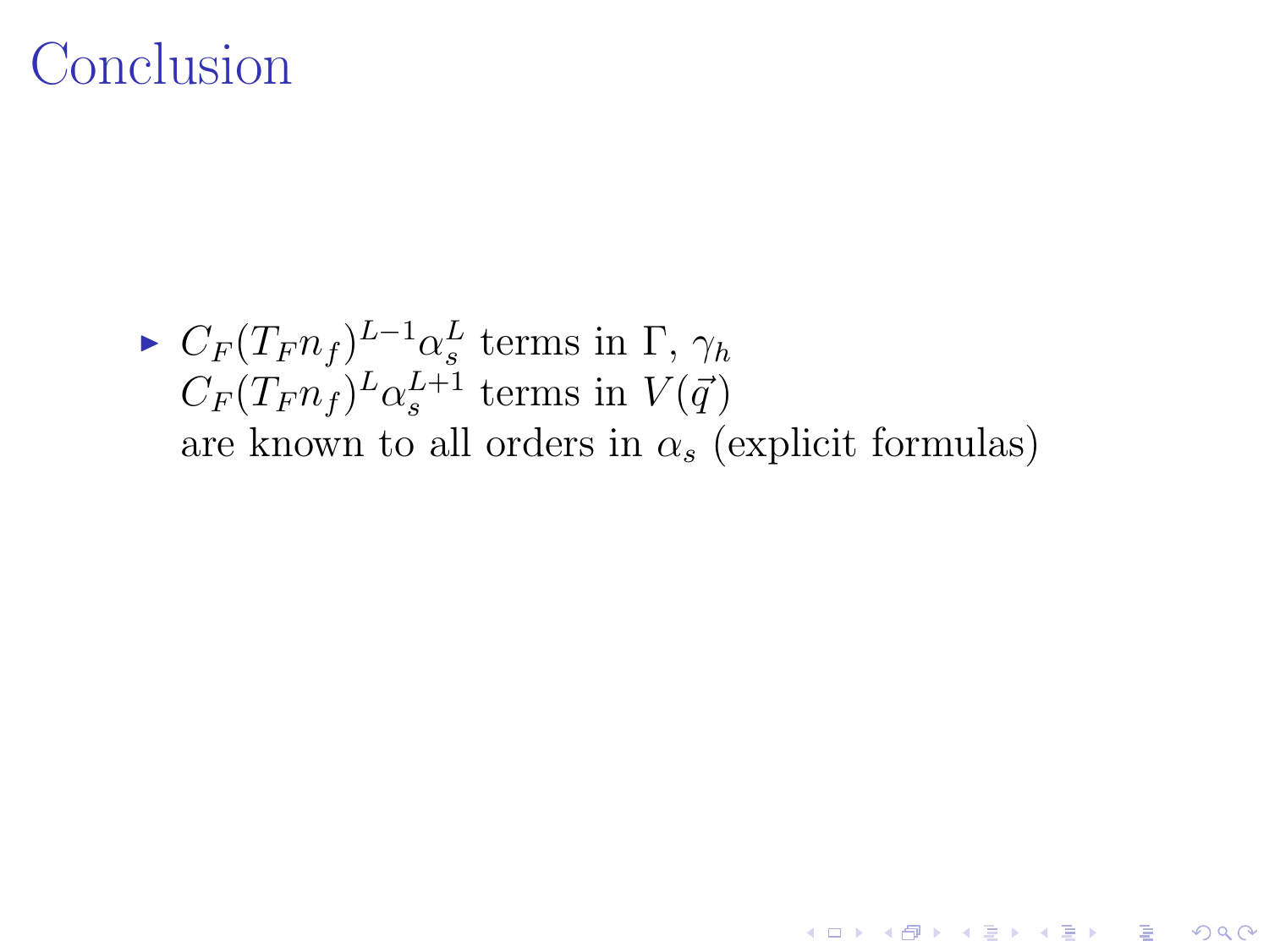# Conclusion

- $C_F(T_F n_f)^{L-1}\alpha_s^L$ terms in $\Gamma$, $\gamma_h$
  $C_F(T_F n_f)^{L}\alpha_s^{L+1}$ terms in $V(\vec{q})$
  are known to all orders in $\alpha_s$ (explicit formulas)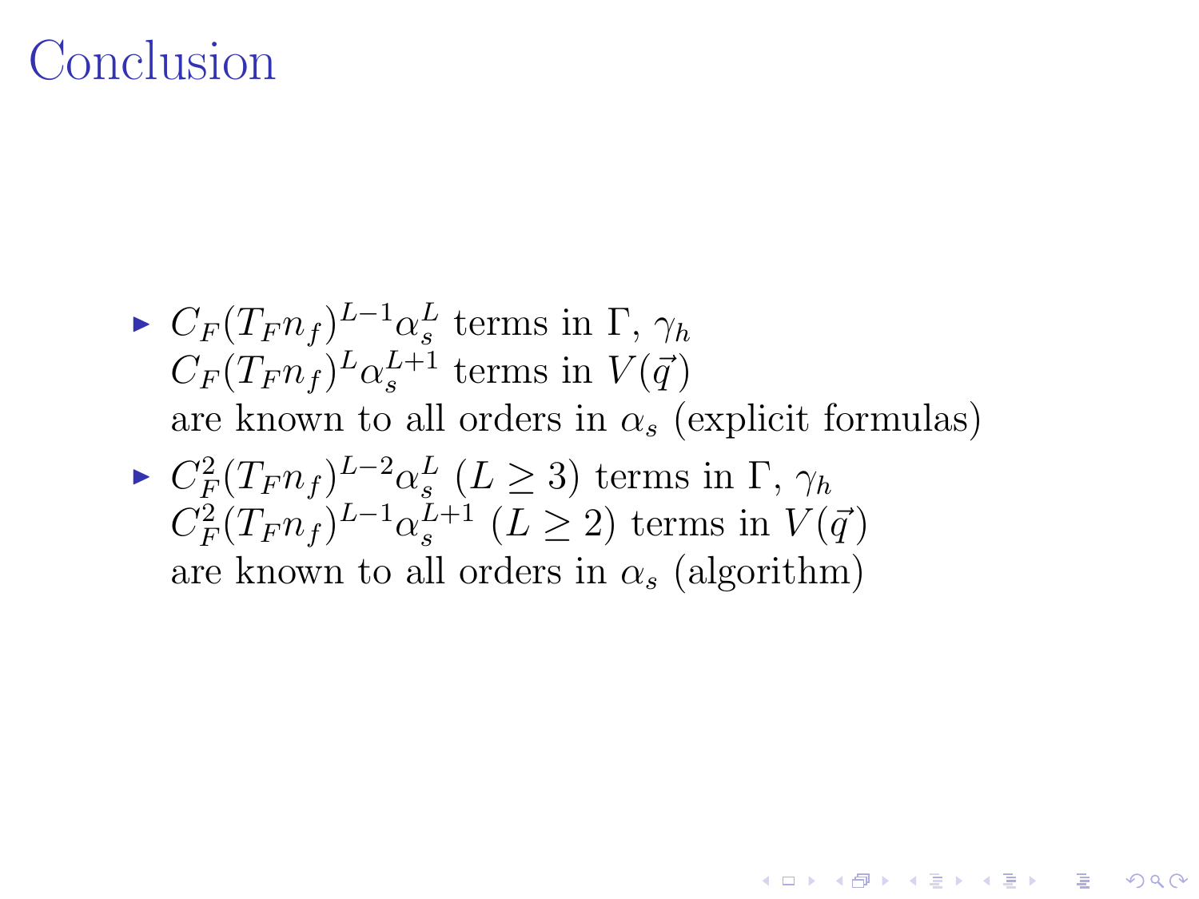# Conclusion

- $C_F(T_F n_f)^{L-1}\alpha_s^L$ terms in $\Gamma$, $\gamma_h$
  $C_F(T_F n_f)^L \alpha_s^{L+1}$ terms in $V(\vec{q})$
  are known to all orders in $\alpha_s$ (explicit formulas)
- $C_F^2(T_F n_f)^{L-2}\alpha_s^L$ ($L \geq 3$) terms in $\Gamma$, $\gamma_h$
  $C_F^2(T_F n_f)^{L-1}\alpha_s^{L+1}$ ($L \geq 2$) terms in $V(\vec{q})$
  are known to all orders in $\alpha_s$ (algorithm)